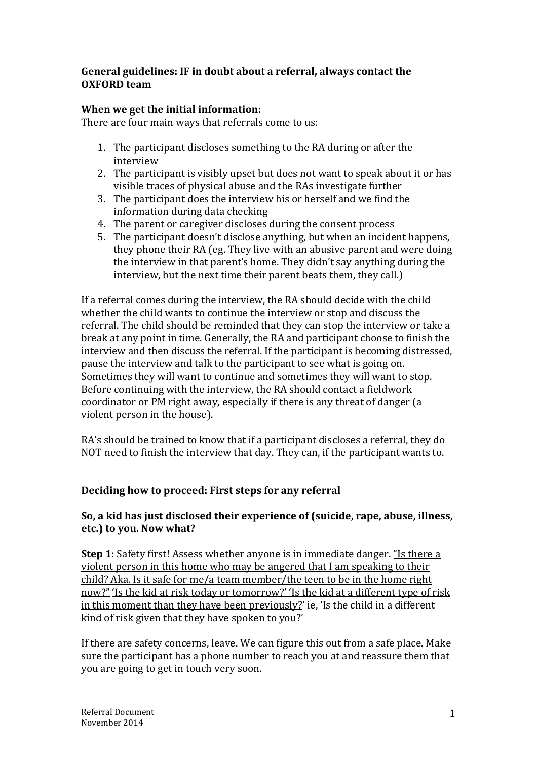**General guidelines: IF in doubt about a referral, always contact the OXFORD team**

**When we get the initial information:**

There are four main ways that referrals come to us:

1. The participant discloses something to the RA during or after the interview
2. The participant is visibly upset but does not want to speak about it or has visible traces of physical abuse and the RAs investigate further
3. The participant does the interview his or herself and we find the information during data checking
4. The parent or caregiver discloses during the consent process
5. The participant doesn't disclose anything, but when an incident happens, they phone their RA (eg. They live with an abusive parent and were doing the interview in that parent's home. They didn't say anything during the interview, but the next time their parent beats them, they call.)

If a referral comes during the interview, the RA should decide with the child whether the child wants to continue the interview or stop and discuss the referral. The child should be reminded that they can stop the interview or take a break at any point in time. Generally, the RA and participant choose to finish the interview and then discuss the referral. If the participant is becoming distressed, pause the interview and talk to the participant to see what is going on. Sometimes they will want to continue and sometimes they will want to stop. Before continuing with the interview, the RA should contact a fieldwork coordinator or PM right away, especially if there is any threat of danger (a violent person in the house).

RA's should be trained to know that if a participant discloses a referral, they do NOT need to finish the interview that day. They can, if the participant wants to.

**Deciding how to proceed: First steps for any referral**

**So, a kid has just disclosed their experience of (suicide, rape, abuse, illness, etc.) to you. Now what?**

**Step 1**: Safety first! Assess whether anyone is in immediate danger. "Is there a violent person in this home who may be angered that I am speaking to their child? Aka. Is it safe for me/a team member/the teen to be in the home right now?" 'Is the kid at risk today or tomorrow?' 'Is the kid at a different type of risk in this moment than they have been previously?' ie, 'Is the child in a different kind of risk given that they have spoken to you?'

If there are safety concerns, leave. We can figure this out from a safe place. Make sure the participant has a phone number to reach you at and reassure them that you are going to get in touch very soon.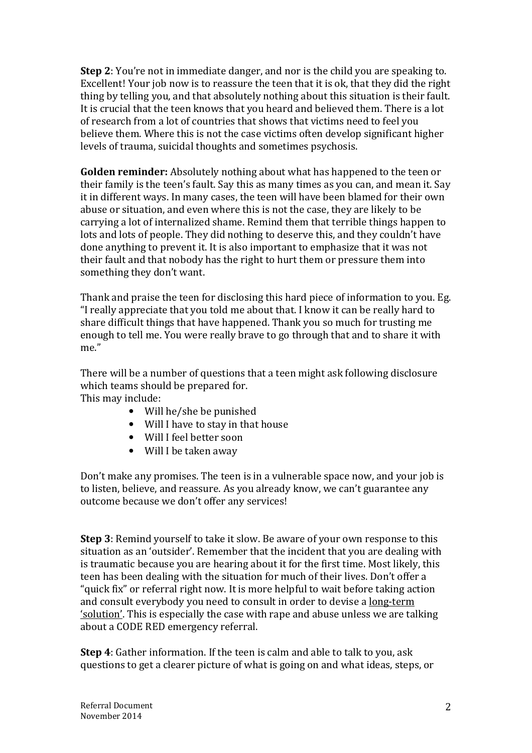**Step 2**: You're not in immediate danger, and nor is the child you are speaking to. Excellent! Your job now is to reassure the teen that it is ok, that they did the right thing by telling you, and that absolutely nothing about this situation is their fault. It is crucial that the teen knows that you heard and believed them. There is a lot of research from a lot of countries that shows that victims need to feel you believe them. Where this is not the case victims often develop significant higher levels of trauma, suicidal thoughts and sometimes psychosis.

**Golden reminder:** Absolutely nothing about what has happened to the teen or their family is the teen's fault. Say this as many times as you can, and mean it. Say it in different ways. In many cases, the teen will have been blamed for their own abuse or situation, and even where this is not the case, they are likely to be carrying a lot of internalized shame. Remind them that terrible things happen to lots and lots of people. They did nothing to deserve this, and they couldn't have done anything to prevent it. It is also important to emphasize that it was not their fault and that nobody has the right to hurt them or pressure them into something they don't want.

Thank and praise the teen for disclosing this hard piece of information to you. Eg. "I really appreciate that you told me about that. I know it can be really hard to share difficult things that have happened. Thank you so much for trusting me enough to tell me. You were really brave to go through that and to share it with me."

There will be a number of questions that a teen might ask following disclosure which teams should be prepared for.
This may include:

- Will he/she be punished
- Will I have to stay in that house
- Will I feel better soon
- Will I be taken away

Don't make any promises. The teen is in a vulnerable space now, and your job is to listen, believe, and reassure. As you already know, we can't guarantee any outcome because we don't offer any services!

**Step 3**: Remind yourself to take it slow. Be aware of your own response to this situation as an 'outsider'. Remember that the incident that you are dealing with is traumatic because you are hearing about it for the first time. Most likely, this teen has been dealing with the situation for much of their lives. Don't offer a "quick fix" or referral right now. It is more helpful to wait before taking action and consult everybody you need to consult in order to devise a <u>long-term 'solution'</u>. This is especially the case with rape and abuse unless we are talking about a CODE RED emergency referral.

**Step 4**: Gather information. If the teen is calm and able to talk to you, ask questions to get a clearer picture of what is going on and what ideas, steps, or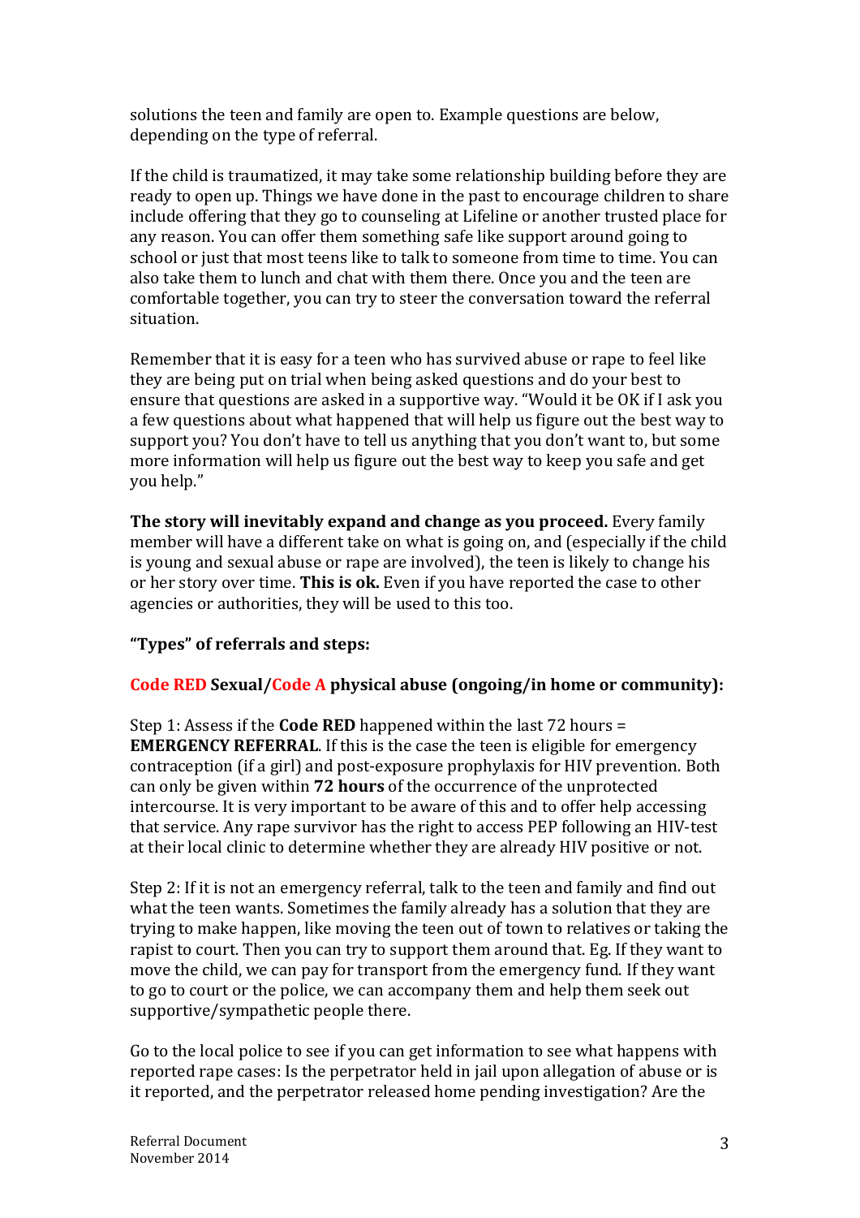solutions the teen and family are open to. Example questions are below, depending on the type of referral.

If the child is traumatized, it may take some relationship building before they are ready to open up. Things we have done in the past to encourage children to share include offering that they go to counseling at Lifeline or another trusted place for any reason. You can offer them something safe like support around going to school or just that most teens like to talk to someone from time to time. You can also take them to lunch and chat with them there. Once you and the teen are comfortable together, you can try to steer the conversation toward the referral situation.

Remember that it is easy for a teen who has survived abuse or rape to feel like they are being put on trial when being asked questions and do your best to ensure that questions are asked in a supportive way. "Would it be OK if I ask you a few questions about what happened that will help us figure out the best way to support you? You don't have to tell us anything that you don't want to, but some more information will help us figure out the best way to keep you safe and get you help."

**The story will inevitably expand and change as you proceed.** Every family member will have a different take on what is going on, and (especially if the child is young and sexual abuse or rape are involved), the teen is likely to change his or her story over time. **This is ok.** Even if you have reported the case to other agencies or authorities, they will be used to this too.

**"Types" of referrals and steps:**

**Code RED Sexual/Code A physical abuse (ongoing/in home or community):**

Step 1: Assess if the **Code RED** happened within the last 72 hours = **EMERGENCY REFERRAL**. If this is the case the teen is eligible for emergency contraception (if a girl) and post-exposure prophylaxis for HIV prevention. Both can only be given within **72 hours** of the occurrence of the unprotected intercourse. It is very important to be aware of this and to offer help accessing that service. Any rape survivor has the right to access PEP following an HIV-test at their local clinic to determine whether they are already HIV positive or not.

Step 2: If it is not an emergency referral, talk to the teen and family and find out what the teen wants. Sometimes the family already has a solution that they are trying to make happen, like moving the teen out of town to relatives or taking the rapist to court. Then you can try to support them around that. Eg. If they want to move the child, we can pay for transport from the emergency fund. If they want to go to court or the police, we can accompany them and help them seek out supportive/sympathetic people there.

Go to the local police to see if you can get information to see what happens with reported rape cases: Is the perpetrator held in jail upon allegation of abuse or is it reported, and the perpetrator released home pending investigation? Are the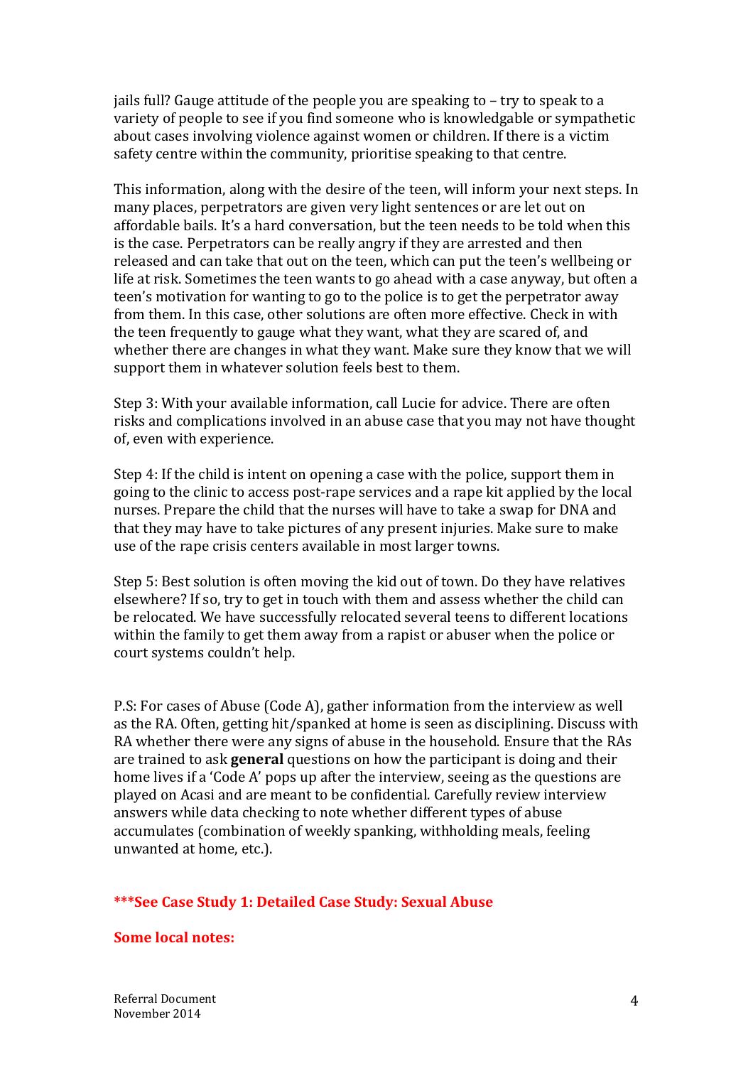jails full? Gauge attitude of the people you are speaking to – try to speak to a variety of people to see if you find someone who is knowledgable or sympathetic about cases involving violence against women or children. If there is a victim safety centre within the community, prioritise speaking to that centre.

This information, along with the desire of the teen, will inform your next steps. In many places, perpetrators are given very light sentences or are let out on affordable bails. It's a hard conversation, but the teen needs to be told when this is the case. Perpetrators can be really angry if they are arrested and then released and can take that out on the teen, which can put the teen's wellbeing or life at risk. Sometimes the teen wants to go ahead with a case anyway, but often a teen's motivation for wanting to go to the police is to get the perpetrator away from them. In this case, other solutions are often more effective. Check in with the teen frequently to gauge what they want, what they are scared of, and whether there are changes in what they want. Make sure they know that we will support them in whatever solution feels best to them.

Step 3: With your available information, call Lucie for advice. There are often risks and complications involved in an abuse case that you may not have thought of, even with experience.

Step 4: If the child is intent on opening a case with the police, support them in going to the clinic to access post-rape services and a rape kit applied by the local nurses. Prepare the child that the nurses will have to take a swap for DNA and that they may have to take pictures of any present injuries. Make sure to make use of the rape crisis centers available in most larger towns.

Step 5: Best solution is often moving the kid out of town. Do they have relatives elsewhere? If so, try to get in touch with them and assess whether the child can be relocated. We have successfully relocated several teens to different locations within the family to get them away from a rapist or abuser when the police or court systems couldn't help.

P.S: For cases of Abuse (Code A), gather information from the interview as well as the RA. Often, getting hit/spanked at home is seen as disciplining. Discuss with RA whether there were any signs of abuse in the household. Ensure that the RAs are trained to ask **general** questions on how the participant is doing and their home lives if a 'Code A' pops up after the interview, seeing as the questions are played on Acasi and are meant to be confidential. Carefully review interview answers while data checking to note whether different types of abuse accumulates (combination of weekly spanking, withholding meals, feeling unwanted at home, etc.).

**\*\*\*See Case Study 1: Detailed Case Study: Sexual Abuse**

**Some local notes:**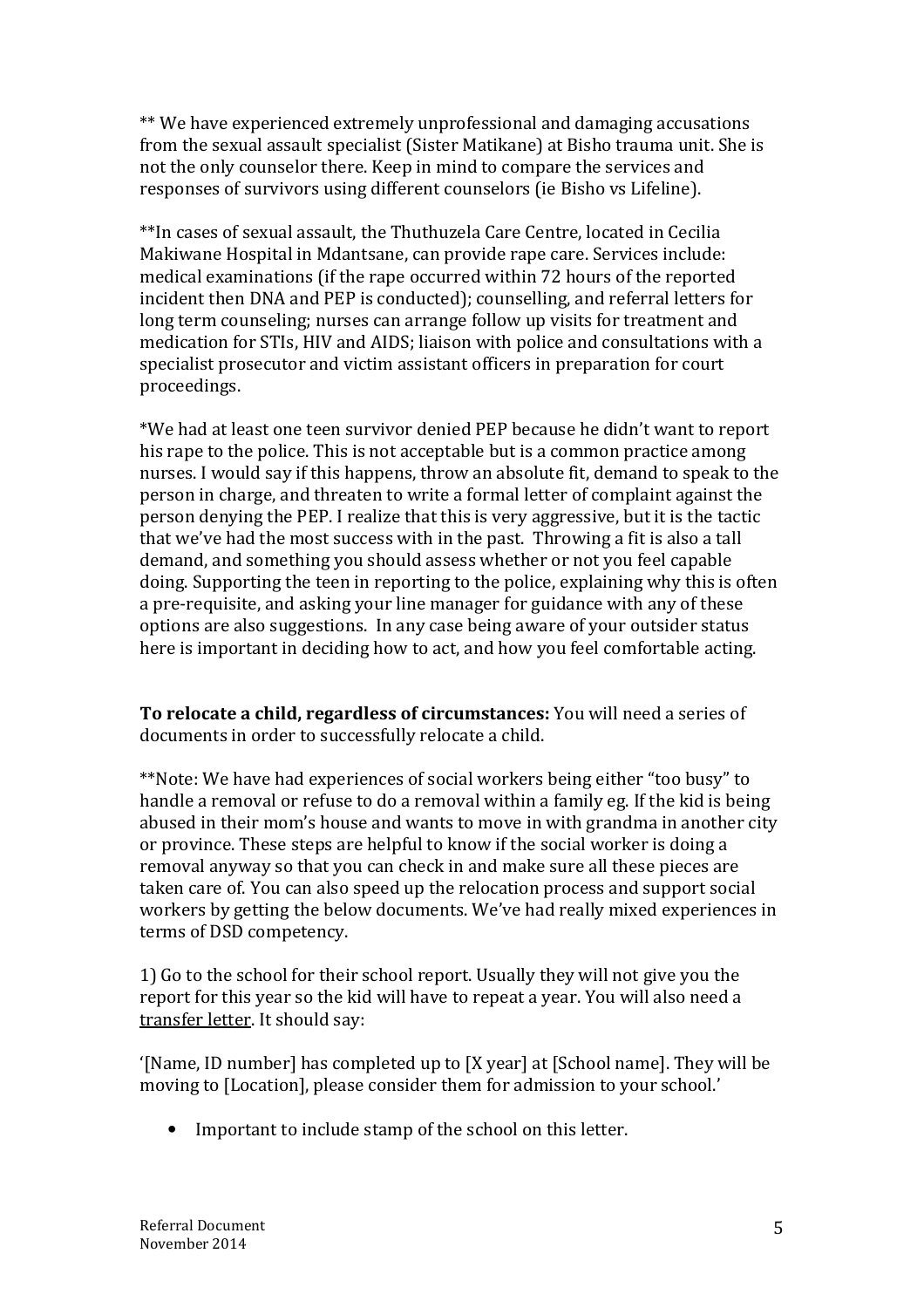** We have experienced extremely unprofessional and damaging accusations from the sexual assault specialist (Sister Matikane) at Bisho trauma unit. She is not the only counselor there. Keep in mind to compare the services and responses of survivors using different counselors (ie Bisho vs Lifeline).

**In cases of sexual assault, the Thuthuzela Care Centre, located in Cecilia Makiwane Hospital in Mdantsane, can provide rape care. Services include: medical examinations (if the rape occurred within 72 hours of the reported incident then DNA and PEP is conducted); counselling, and referral letters for long term counseling; nurses can arrange follow up visits for treatment and medication for STIs, HIV and AIDS; liaison with police and consultations with a specialist prosecutor and victim assistant officers in preparation for court proceedings.

*We had at least one teen survivor denied PEP because he didn't want to report his rape to the police. This is not acceptable but is a common practice among nurses. I would say if this happens, throw an absolute fit, demand to speak to the person in charge, and threaten to write a formal letter of complaint against the person denying the PEP. I realize that this is very aggressive, but it is the tactic that we've had the most success with in the past. Throwing a fit is also a tall demand, and something you should assess whether or not you feel capable doing. Supporting the teen in reporting to the police, explaining why this is often a pre-requisite, and asking your line manager for guidance with any of these options are also suggestions. In any case being aware of your outsider status here is important in deciding how to act, and how you feel comfortable acting.

**To relocate a child, regardless of circumstances:** You will need a series of documents in order to successfully relocate a child.

**Note: We have had experiences of social workers being either "too busy" to handle a removal or refuse to do a removal within a family eg. If the kid is being abused in their mom's house and wants to move in with grandma in another city or province. These steps are helpful to know if the social worker is doing a removal anyway so that you can check in and make sure all these pieces are taken care of. You can also speed up the relocation process and support social workers by getting the below documents. We've had really mixed experiences in terms of DSD competency.

1) Go to the school for their school report. Usually they will not give you the report for this year so the kid will have to repeat a year. You will also need a <u>transfer letter</u>. It should say:

'[Name, ID number] has completed up to [X year] at [School name]. They will be moving to [Location], please consider them for admission to your school.'

- Important to include stamp of the school on this letter.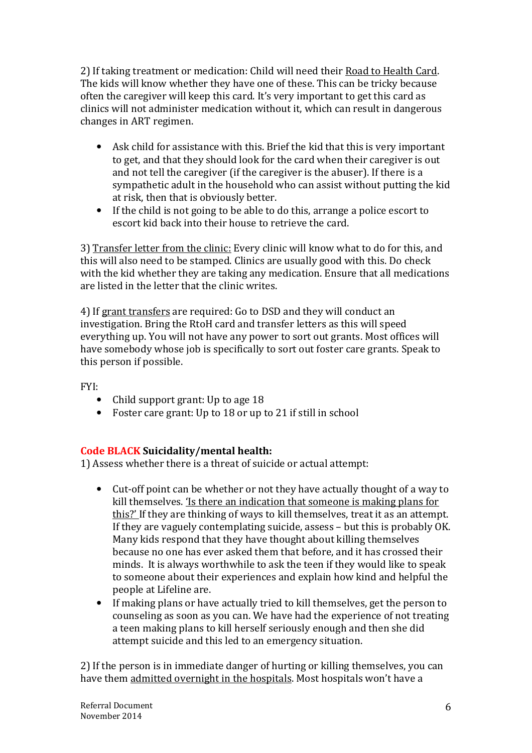2) If taking treatment or medication: Child will need their Road to Health Card. The kids will know whether they have one of these. This can be tricky because often the caregiver will keep this card. It's very important to get this card as clinics will not administer medication without it, which can result in dangerous changes in ART regimen.

- Ask child for assistance with this. Brief the kid that this is very important to get, and that they should look for the card when their caregiver is out and not tell the caregiver (if the caregiver is the abuser). If there is a sympathetic adult in the household who can assist without putting the kid at risk, then that is obviously better.
- If the child is not going to be able to do this, arrange a police escort to escort kid back into their house to retrieve the card.

3) Transfer letter from the clinic: Every clinic will know what to do for this, and this will also need to be stamped. Clinics are usually good with this. Do check with the kid whether they are taking any medication. Ensure that all medications are listed in the letter that the clinic writes.

4) If grant transfers are required: Go to DSD and they will conduct an investigation. Bring the RtoH card and transfer letters as this will speed everything up. You will not have any power to sort out grants. Most offices will have somebody whose job is specifically to sort out foster care grants. Speak to this person if possible.

FYI:

- Child support grant: Up to age 18
- Foster care grant: Up to 18 or up to 21 if still in school

**Code BLACK Suicidality/mental health:**

1) Assess whether there is a threat of suicide or actual attempt:

- Cut-off point can be whether or not they have actually thought of a way to kill themselves. 'Is there an indication that someone is making plans for this?' If they are thinking of ways to kill themselves, treat it as an attempt. If they are vaguely contemplating suicide, assess – but this is probably OK. Many kids respond that they have thought about killing themselves because no one has ever asked them that before, and it has crossed their minds. It is always worthwhile to ask the teen if they would like to speak to someone about their experiences and explain how kind and helpful the people at Lifeline are.
- If making plans or have actually tried to kill themselves, get the person to counseling as soon as you can. We have had the experience of not treating a teen making plans to kill herself seriously enough and then she did attempt suicide and this led to an emergency situation.

2) If the person is in immediate danger of hurting or killing themselves, you can have them admitted overnight in the hospitals. Most hospitals won't have a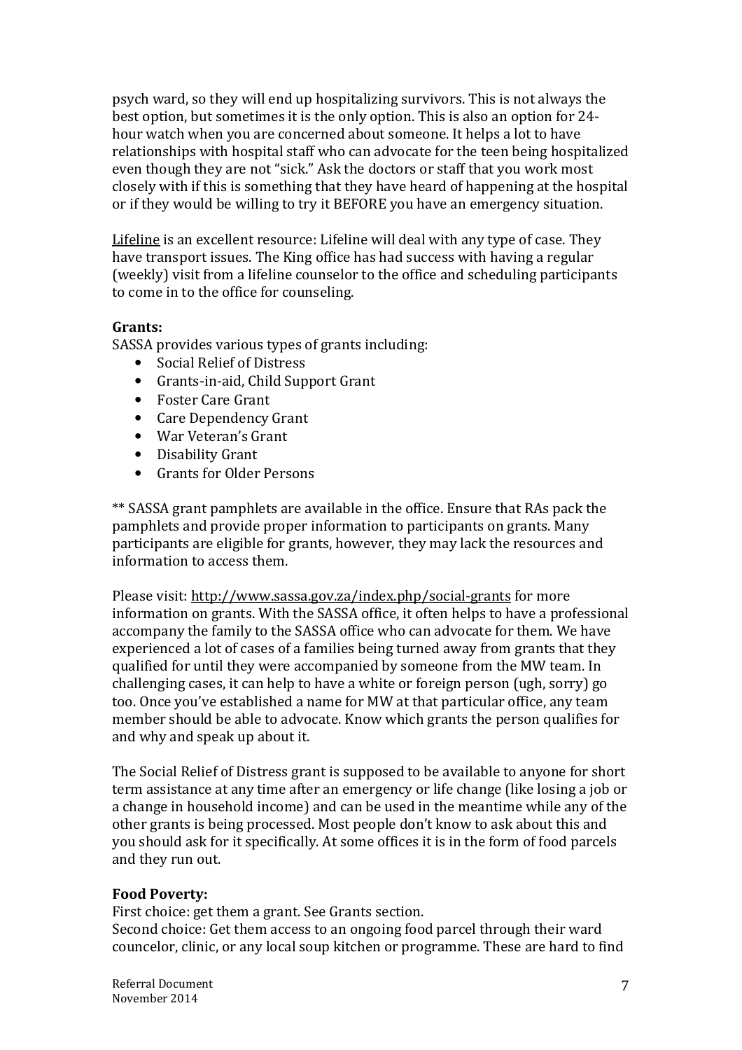psych ward, so they will end up hospitalizing survivors. This is not always the best option, but sometimes it is the only option. This is also an option for 24-hour watch when you are concerned about someone. It helps a lot to have relationships with hospital staff who can advocate for the teen being hospitalized even though they are not "sick." Ask the doctors or staff that you work most closely with if this is something that they have heard of happening at the hospital or if they would be willing to try it BEFORE you have an emergency situation.

Lifeline is an excellent resource: Lifeline will deal with any type of case. They have transport issues. The King office has had success with having a regular (weekly) visit from a lifeline counselor to the office and scheduling participants to come in to the office for counseling.

**Grants:**

SASSA provides various types of grants including:

- Social Relief of Distress
- Grants-in-aid, Child Support Grant
- Foster Care Grant
- Care Dependency Grant
- War Veteran's Grant
- Disability Grant
- Grants for Older Persons

** SASSA grant pamphlets are available in the office. Ensure that RAs pack the pamphlets and provide proper information to participants on grants. Many participants are eligible for grants, however, they may lack the resources and information to access them.

Please visit: http://www.sassa.gov.za/index.php/social-grants for more information on grants. With the SASSA office, it often helps to have a professional accompany the family to the SASSA office who can advocate for them. We have experienced a lot of cases of a families being turned away from grants that they qualified for until they were accompanied by someone from the MW team. In challenging cases, it can help to have a white or foreign person (ugh, sorry) go too. Once you've established a name for MW at that particular office, any team member should be able to advocate. Know which grants the person qualifies for and why and speak up about it.

The Social Relief of Distress grant is supposed to be available to anyone for short term assistance at any time after an emergency or life change (like losing a job or a change in household income) and can be used in the meantime while any of the other grants is being processed. Most people don't know to ask about this and you should ask for it specifically. At some offices it is in the form of food parcels and they run out.

**Food Poverty:**

First choice: get them a grant. See Grants section.
Second choice: Get them access to an ongoing food parcel through their ward councelor, clinic, or any local soup kitchen or programme. These are hard to find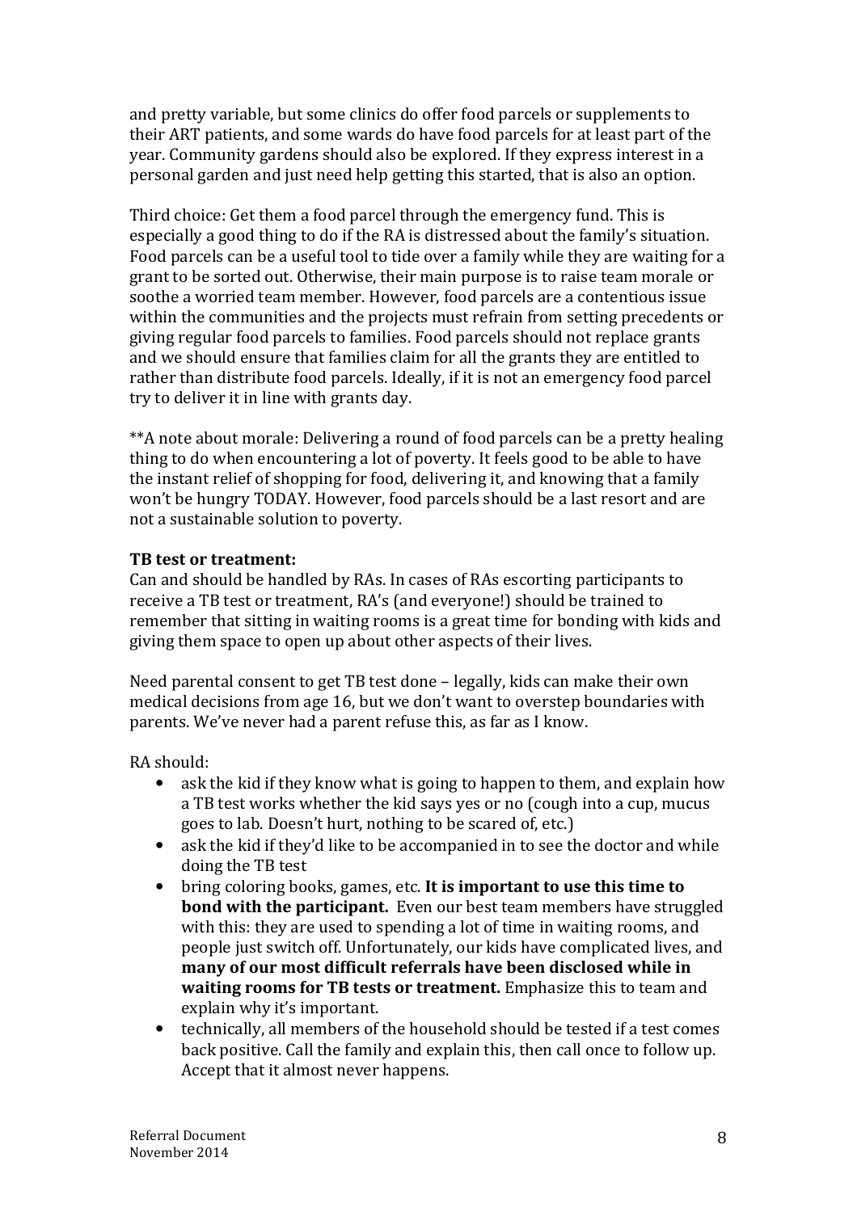and pretty variable, but some clinics do offer food parcels or supplements to their ART patients, and some wards do have food parcels for at least part of the year. Community gardens should also be explored. If they express interest in a personal garden and just need help getting this started, that is also an option.

Third choice: Get them a food parcel through the emergency fund. This is especially a good thing to do if the RA is distressed about the family's situation. Food parcels can be a useful tool to tide over a family while they are waiting for a grant to be sorted out. Otherwise, their main purpose is to raise team morale or soothe a worried team member. However, food parcels are a contentious issue within the communities and the projects must refrain from setting precedents or giving regular food parcels to families. Food parcels should not replace grants and we should ensure that families claim for all the grants they are entitled to rather than distribute food parcels. Ideally, if it is not an emergency food parcel try to deliver it in line with grants day.

**A note about morale: Delivering a round of food parcels can be a pretty healing thing to do when encountering a lot of poverty. It feels good to be able to have the instant relief of shopping for food, delivering it, and knowing that a family won't be hungry TODAY. However, food parcels should be a last resort and are not a sustainable solution to poverty.

**TB test or treatment:**
Can and should be handled by RAs. In cases of RAs escorting participants to receive a TB test or treatment, RA's (and everyone!) should be trained to remember that sitting in waiting rooms is a great time for bonding with kids and giving them space to open up about other aspects of their lives.

Need parental consent to get TB test done – legally, kids can make their own medical decisions from age 16, but we don't want to overstep boundaries with parents. We've never had a parent refuse this, as far as I know.

RA should:

- ask the kid if they know what is going to happen to them, and explain how a TB test works whether the kid says yes or no (cough into a cup, mucus goes to lab. Doesn't hurt, nothing to be scared of, etc.)
- ask the kid if they'd like to be accompanied in to see the doctor and while doing the TB test
- bring coloring books, games, etc. **It is important to use this time to bond with the participant.** Even our best team members have struggled with this: they are used to spending a lot of time in waiting rooms, and people just switch off. Unfortunately, our kids have complicated lives, and **many of our most difficult referrals have been disclosed while in waiting rooms for TB tests or treatment.** Emphasize this to team and explain why it's important.
- technically, all members of the household should be tested if a test comes back positive. Call the family and explain this, then call once to follow up. Accept that it almost never happens.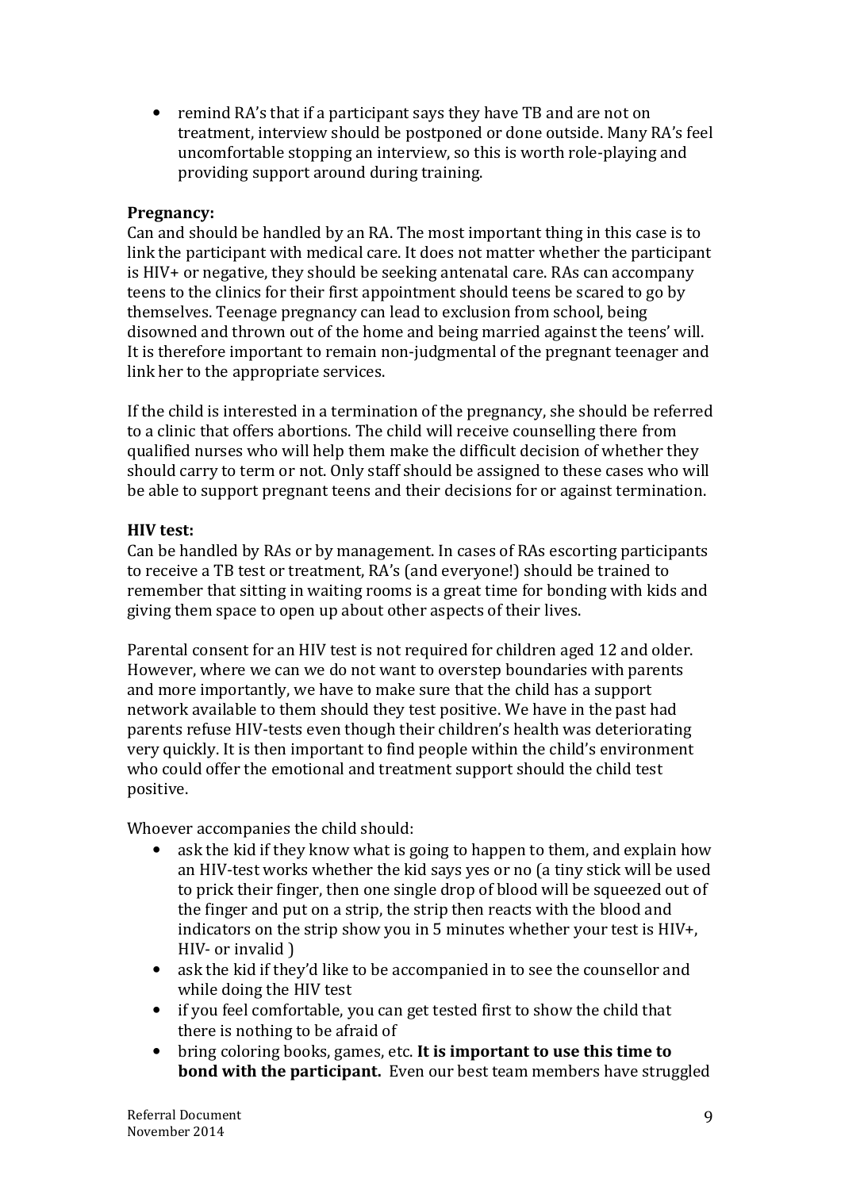- remind RA's that if a participant says they have TB and are not on treatment, interview should be postponed or done outside. Many RA's feel uncomfortable stopping an interview, so this is worth role-playing and providing support around during training.

**Pregnancy:**
Can and should be handled by an RA. The most important thing in this case is to link the participant with medical care. It does not matter whether the participant is HIV+ or negative, they should be seeking antenatal care. RAs can accompany teens to the clinics for their first appointment should teens be scared to go by themselves. Teenage pregnancy can lead to exclusion from school, being disowned and thrown out of the home and being married against the teens' will. It is therefore important to remain non-judgmental of the pregnant teenager and link her to the appropriate services.

If the child is interested in a termination of the pregnancy, she should be referred to a clinic that offers abortions. The child will receive counselling there from qualified nurses who will help them make the difficult decision of whether they should carry to term or not. Only staff should be assigned to these cases who will be able to support pregnant teens and their decisions for or against termination.

**HIV test:**
Can be handled by RAs or by management. In cases of RAs escorting participants to receive a TB test or treatment, RA's (and everyone!) should be trained to remember that sitting in waiting rooms is a great time for bonding with kids and giving them space to open up about other aspects of their lives.

Parental consent for an HIV test is not required for children aged 12 and older. However, where we can we do not want to overstep boundaries with parents and more importantly, we have to make sure that the child has a support network available to them should they test positive. We have in the past had parents refuse HIV-tests even though their children's health was deteriorating very quickly. It is then important to find people within the child's environment who could offer the emotional and treatment support should the child test positive.

Whoever accompanies the child should:

- ask the kid if they know what is going to happen to them, and explain how an HIV-test works whether the kid says yes or no (a tiny stick will be used to prick their finger, then one single drop of blood will be squeezed out of the finger and put on a strip, the strip then reacts with the blood and indicators on the strip show you in 5 minutes whether your test is HIV+, HIV- or invalid )
- ask the kid if they'd like to be accompanied in to see the counsellor and while doing the HIV test
- if you feel comfortable, you can get tested first to show the child that there is nothing to be afraid of
- bring coloring books, games, etc. **It is important to use this time to bond with the participant.** Even our best team members have struggled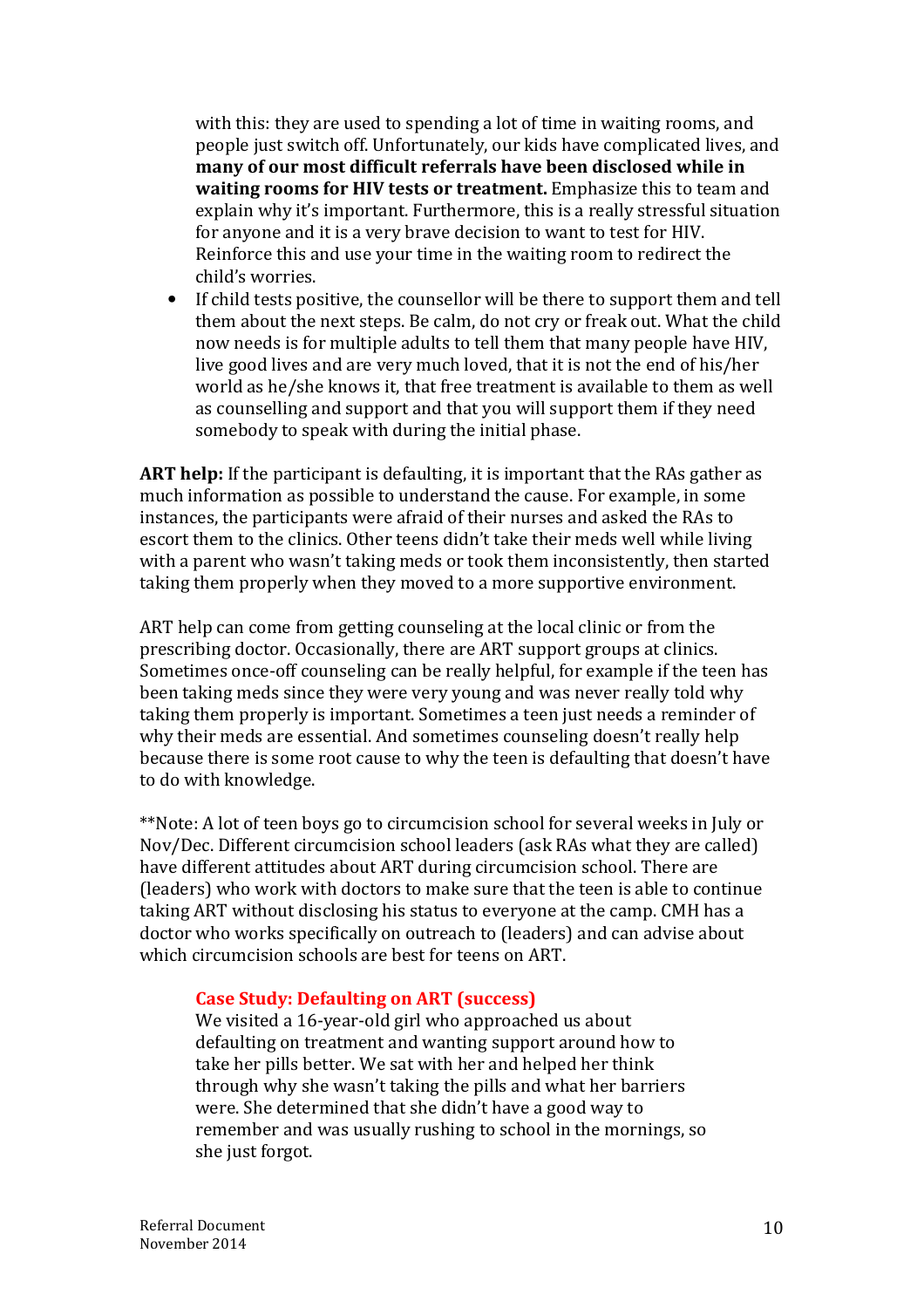with this: they are used to spending a lot of time in waiting rooms, and people just switch off. Unfortunately, our kids have complicated lives, and **many of our most difficult referrals have been disclosed while in waiting rooms for HIV tests or treatment.** Emphasize this to team and explain why it's important. Furthermore, this is a really stressful situation for anyone and it is a very brave decision to want to test for HIV. Reinforce this and use your time in the waiting room to redirect the child's worries.

- If child tests positive, the counsellor will be there to support them and tell them about the next steps. Be calm, do not cry or freak out. What the child now needs is for multiple adults to tell them that many people have HIV, live good lives and are very much loved, that it is not the end of his/her world as he/she knows it, that free treatment is available to them as well as counselling and support and that you will support them if they need somebody to speak with during the initial phase.

**ART help:** If the participant is defaulting, it is important that the RAs gather as much information as possible to understand the cause. For example, in some instances, the participants were afraid of their nurses and asked the RAs to escort them to the clinics. Other teens didn't take their meds well while living with a parent who wasn't taking meds or took them inconsistently, then started taking them properly when they moved to a more supportive environment.

ART help can come from getting counseling at the local clinic or from the prescribing doctor. Occasionally, there are ART support groups at clinics. Sometimes once-off counseling can be really helpful, for example if the teen has been taking meds since they were very young and was never really told why taking them properly is important. Sometimes a teen just needs a reminder of why their meds are essential. And sometimes counseling doesn't really help because there is some root cause to why the teen is defaulting that doesn't have to do with knowledge.

**Note: A lot of teen boys go to circumcision school for several weeks in July or Nov/Dec. Different circumcision school leaders (ask RAs what they are called) have different attitudes about ART during circumcision school. There are (leaders) who work with doctors to make sure that the teen is able to continue taking ART without disclosing his status to everyone at the camp. CMH has a doctor who works specifically on outreach to (leaders) and can advise about which circumcision schools are best for teens on ART.

**Case Study: Defaulting on ART (success)**

We visited a 16-year-old girl who approached us about defaulting on treatment and wanting support around how to take her pills better. We sat with her and helped her think through why she wasn't taking the pills and what her barriers were. She determined that she didn't have a good way to remember and was usually rushing to school in the mornings, so she just forgot.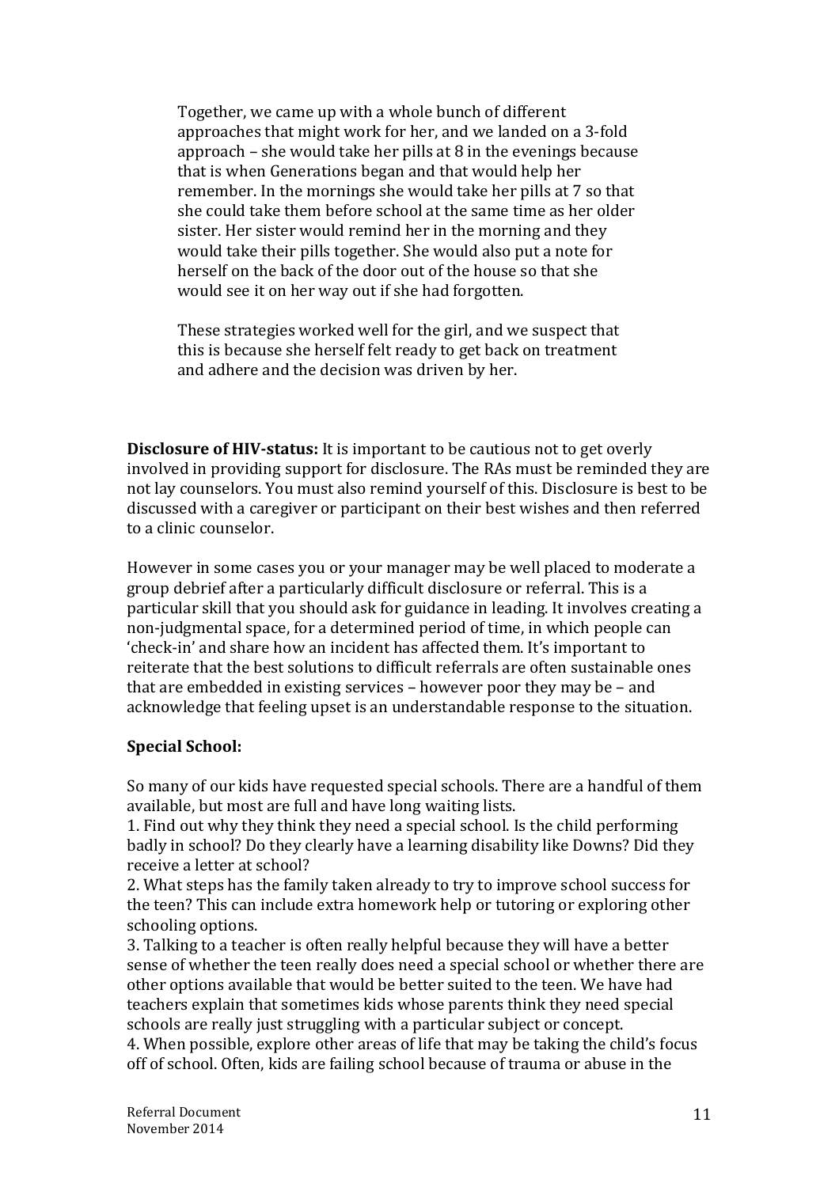> Together, we came up with a whole bunch of different approaches that might work for her, and we landed on a 3-fold approach – she would take her pills at 8 in the evenings because that is when Generations began and that would help her remember. In the mornings she would take her pills at 7 so that she could take them before school at the same time as her older sister. Her sister would remind her in the morning and they would take their pills together. She would also put a note for herself on the back of the door out of the house so that she would see it on her way out if she had forgotten.
>
> These strategies worked well for the girl, and we suspect that this is because she herself felt ready to get back on treatment and adhere and the decision was driven by her.

**Disclosure of HIV-status:** It is important to be cautious not to get overly involved in providing support for disclosure. The RAs must be reminded they are not lay counselors. You must also remind yourself of this. Disclosure is best to be discussed with a caregiver or participant on their best wishes and then referred to a clinic counselor.

However in some cases you or your manager may be well placed to moderate a group debrief after a particularly difficult disclosure or referral. This is a particular skill that you should ask for guidance in leading. It involves creating a non-judgmental space, for a determined period of time, in which people can 'check-in' and share how an incident has affected them. It's important to reiterate that the best solutions to difficult referrals are often sustainable ones that are embedded in existing services – however poor they may be – and acknowledge that feeling upset is an understandable response to the situation.

**Special School:**

So many of our kids have requested special schools. There are a handful of them available, but most are full and have long waiting lists.

1. Find out why they think they need a special school. Is the child performing badly in school? Do they clearly have a learning disability like Downs? Did they receive a letter at school?
2. What steps has the family taken already to try to improve school success for the teen? This can include extra homework help or tutoring or exploring other schooling options.
3. Talking to a teacher is often really helpful because they will have a better sense of whether the teen really does need a special school or whether there are other options available that would be better suited to the teen. We have had teachers explain that sometimes kids whose parents think they need special schools are really just struggling with a particular subject or concept.
4. When possible, explore other areas of life that may be taking the child's focus off of school. Often, kids are failing school because of trauma or abuse in the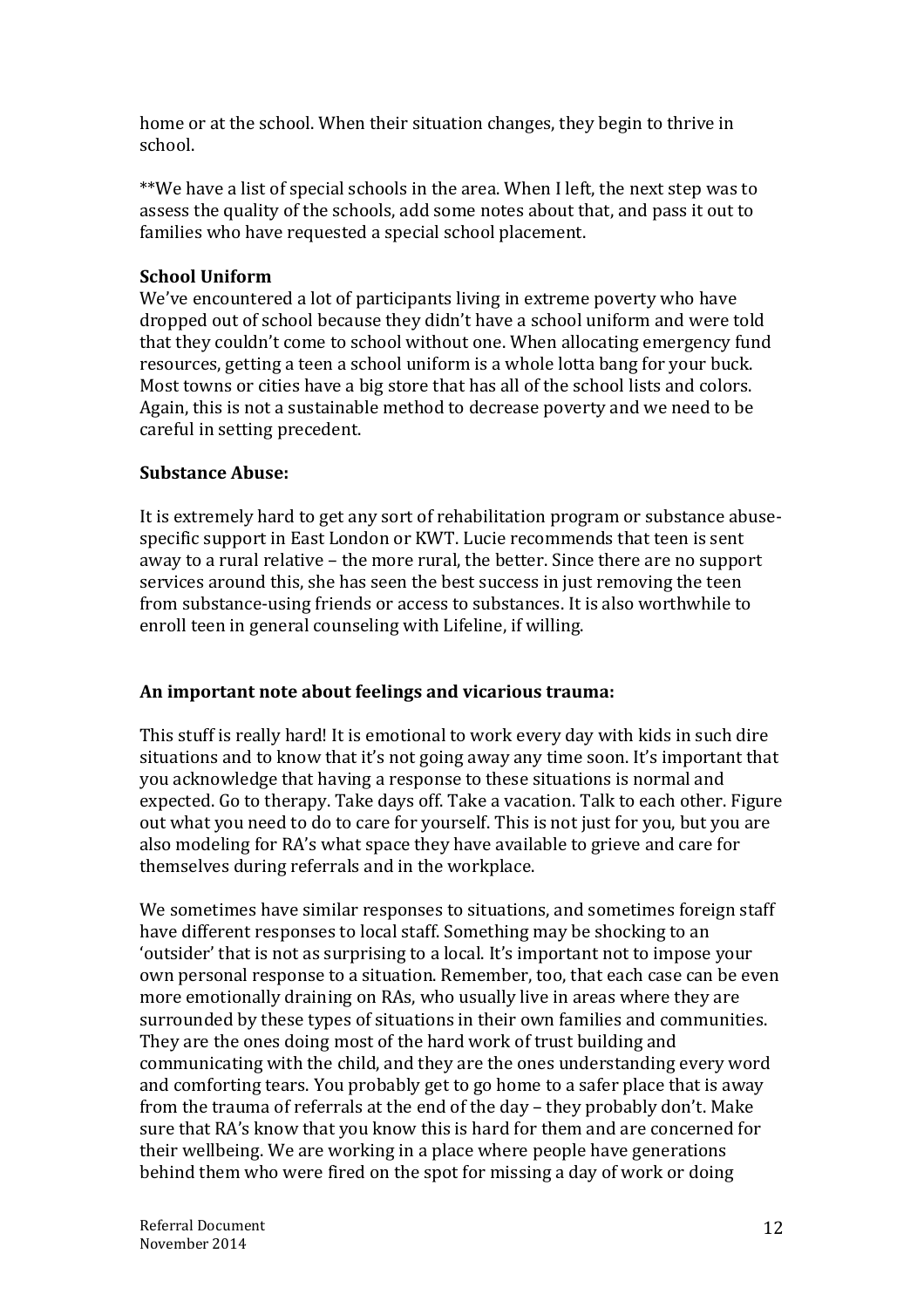home or at the school. When their situation changes, they begin to thrive in school.

**We have a list of special schools in the area. When I left, the next step was to assess the quality of the schools, add some notes about that, and pass it out to families who have requested a special school placement.

**School Uniform**

We've encountered a lot of participants living in extreme poverty who have dropped out of school because they didn't have a school uniform and were told that they couldn't come to school without one. When allocating emergency fund resources, getting a teen a school uniform is a whole lotta bang for your buck. Most towns or cities have a big store that has all of the school lists and colors. Again, this is not a sustainable method to decrease poverty and we need to be careful in setting precedent.

**Substance Abuse:**

It is extremely hard to get any sort of rehabilitation program or substance abuse-specific support in East London or KWT. Lucie recommends that teen is sent away to a rural relative – the more rural, the better. Since there are no support services around this, she has seen the best success in just removing the teen from substance-using friends or access to substances. It is also worthwhile to enroll teen in general counseling with Lifeline, if willing.

**An important note about feelings and vicarious trauma:**

This stuff is really hard! It is emotional to work every day with kids in such dire situations and to know that it's not going away any time soon. It's important that you acknowledge that having a response to these situations is normal and expected. Go to therapy. Take days off. Take a vacation. Talk to each other. Figure out what you need to do to care for yourself. This is not just for you, but you are also modeling for RA's what space they have available to grieve and care for themselves during referrals and in the workplace.

We sometimes have similar responses to situations, and sometimes foreign staff have different responses to local staff. Something may be shocking to an 'outsider' that is not as surprising to a local. It's important not to impose your own personal response to a situation. Remember, too, that each case can be even more emotionally draining on RAs, who usually live in areas where they are surrounded by these types of situations in their own families and communities. They are the ones doing most of the hard work of trust building and communicating with the child, and they are the ones understanding every word and comforting tears. You probably get to go home to a safer place that is away from the trauma of referrals at the end of the day – they probably don't. Make sure that RA's know that you know this is hard for them and are concerned for their wellbeing. We are working in a place where people have generations behind them who were fired on the spot for missing a day of work or doing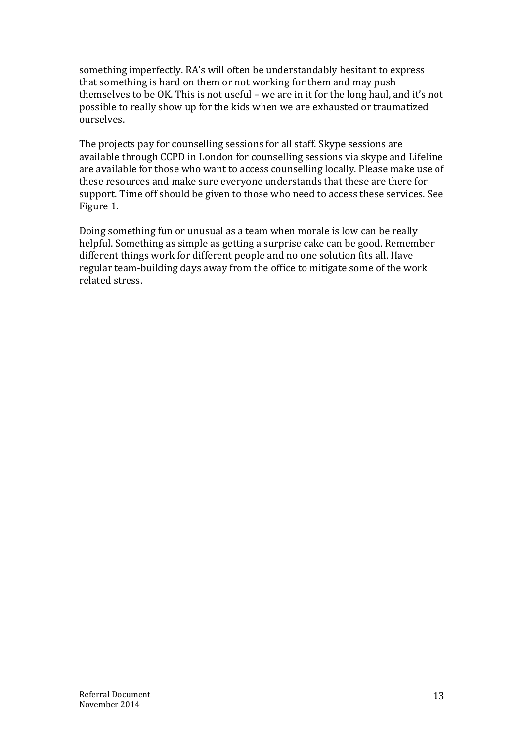something imperfectly. RA's will often be understandably hesitant to express that something is hard on them or not working for them and may push themselves to be OK. This is not useful – we are in it for the long haul, and it's not possible to really show up for the kids when we are exhausted or traumatized ourselves.

The projects pay for counselling sessions for all staff. Skype sessions are available through CCPD in London for counselling sessions via skype and Lifeline are available for those who want to access counselling locally. Please make use of these resources and make sure everyone understands that these are there for support. Time off should be given to those who need to access these services. See Figure 1.

Doing something fun or unusual as a team when morale is low can be really helpful. Something as simple as getting a surprise cake can be good. Remember different things work for different people and no one solution fits all. Have regular team-building days away from the office to mitigate some of the work related stress.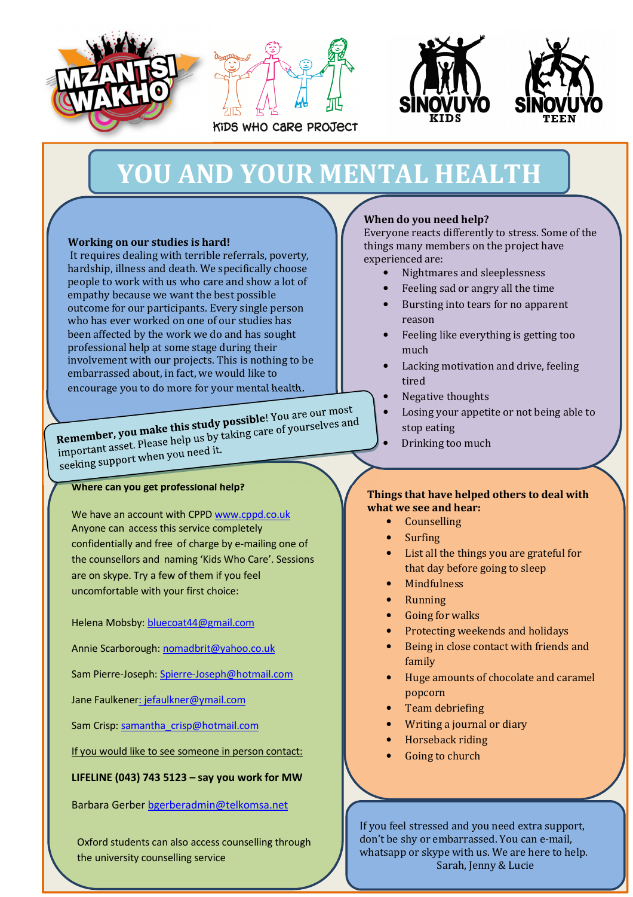MZANTSI WAKHO

KiDS WHO CaRE PROJECT

SINOVUYO KIDS

SINOVUYO TEEN

# YOU AND YOUR MENTAL HEALTH

**Working on our studies is hard!**
It requires dealing with terrible referrals, poverty, hardship, illness and death. We specifically choose people to work with us who care and show a lot of empathy because we want the best possible outcome for our participants. Every single person who has ever worked on one of our studies has been affected by the work we do and has sought professional help at some stage during their involvement with our projects. This is nothing to be embarrassed about, in fact, we would like to encourage you to do more for your mental health.

**Remember, you make this study possible**! You are our most important asset. Please help us by taking care of yourselves and seeking support when you need it.

**When do you need help?**
Everyone reacts differently to stress. Some of the things many members on the project have experienced are:

- Nightmares and sleeplessness
- Feeling sad or angry all the time
- Bursting into tears for no apparent reason
- Feeling like everything is getting too much
- Lacking motivation and drive, feeling tired
- Negative thoughts
- Losing your appetite or not being able to stop eating
- Drinking too much

**Where can you get professional help?**

We have an account with CPPD www.cppd.co.uk
Anyone can access this service completely confidentially and free of charge by e-mailing one of the counsellors and naming 'Kids Who Care'. Sessions are on skype. Try a few of them if you feel uncomfortable with your first choice:

Helena Mobsby: bluecoat44@gmail.com

Annie Scarborough: nomadbrit@yahoo.co.uk

Sam Pierre-Joseph: Spierre-Joseph@hotmail.com

Jane Faulkener: jefaulkner@ymail.com

Sam Crisp: samantha_crisp@hotmail.com

If you would like to see someone in person contact:

**LIFELINE (043) 743 5123 – say you work for MW**

Barbara Gerber bgerberadmin@telkomsa.net

Oxford students can also access counselling through the university counselling service

**Things that have helped others to deal with what we see and hear:**

- Counselling
- Surfing
- List all the things you are grateful for that day before going to sleep
- Mindfulness
- Running
- Going for walks
- Protecting weekends and holidays
- Being in close contact with friends and family
- Huge amounts of chocolate and caramel popcorn
- Team debriefing
- Writing a journal or diary
- Horseback riding
- Going to church

If you feel stressed and you need extra support, don't be shy or embarrassed. You can e-mail, whatsapp or skype with us. We are here to help.
Sarah, Jenny & Lucie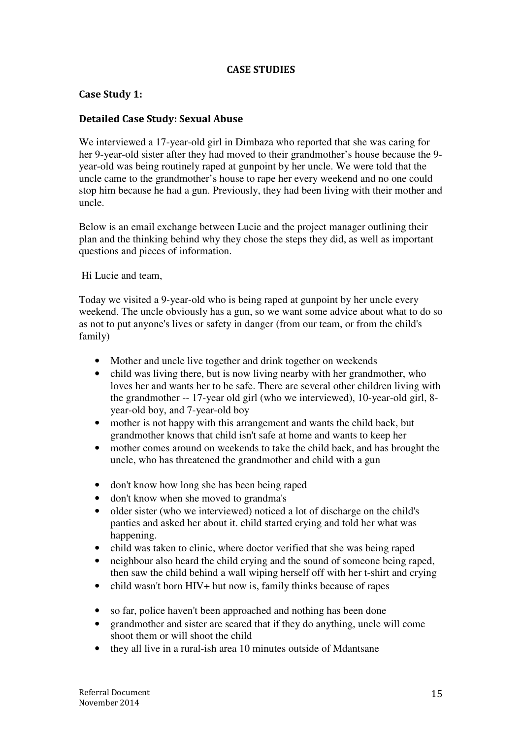## CASE STUDIES

### Case Study 1:

### Detailed Case Study: Sexual Abuse

We interviewed a 17-year-old girl in Dimbaza who reported that she was caring for her 9-year-old sister after they had moved to their grandmother's house because the 9-year-old was being routinely raped at gunpoint by her uncle. We were told that the uncle came to the grandmother's house to rape her every weekend and no one could stop him because he had a gun. Previously, they had been living with their mother and uncle.

Below is an email exchange between Lucie and the project manager outlining their plan and the thinking behind why they chose the steps they did, as well as important questions and pieces of information.

Hi Lucie and team,

Today we visited a 9-year-old who is being raped at gunpoint by her uncle every weekend. The uncle obviously has a gun, so we want some advice about what to do so as not to put anyone's lives or safety in danger (from our team, or from the child's family)

- Mother and uncle live together and drink together on weekends
- child was living there, but is now living nearby with her grandmother, who loves her and wants her to be safe. There are several other children living with the grandmother -- 17-year old girl (who we interviewed), 10-year-old girl, 8-year-old boy, and 7-year-old boy
- mother is not happy with this arrangement and wants the child back, but grandmother knows that child isn't safe at home and wants to keep her
- mother comes around on weekends to take the child back, and has brought the uncle, who has threatened the grandmother and child with a gun

- don't know how long she has been being raped
- don't know when she moved to grandma's
- older sister (who we interviewed) noticed a lot of discharge on the child's panties and asked her about it. child started crying and told her what was happening.
- child was taken to clinic, where doctor verified that she was being raped
- neighbour also heard the child crying and the sound of someone being raped, then saw the child behind a wall wiping herself off with her t-shirt and crying
- child wasn't born HIV+ but now is, family thinks because of rapes

- so far, police haven't been approached and nothing has been done
- grandmother and sister are scared that if they do anything, uncle will come shoot them or will shoot the child
- they all live in a rural-ish area 10 minutes outside of Mdantsane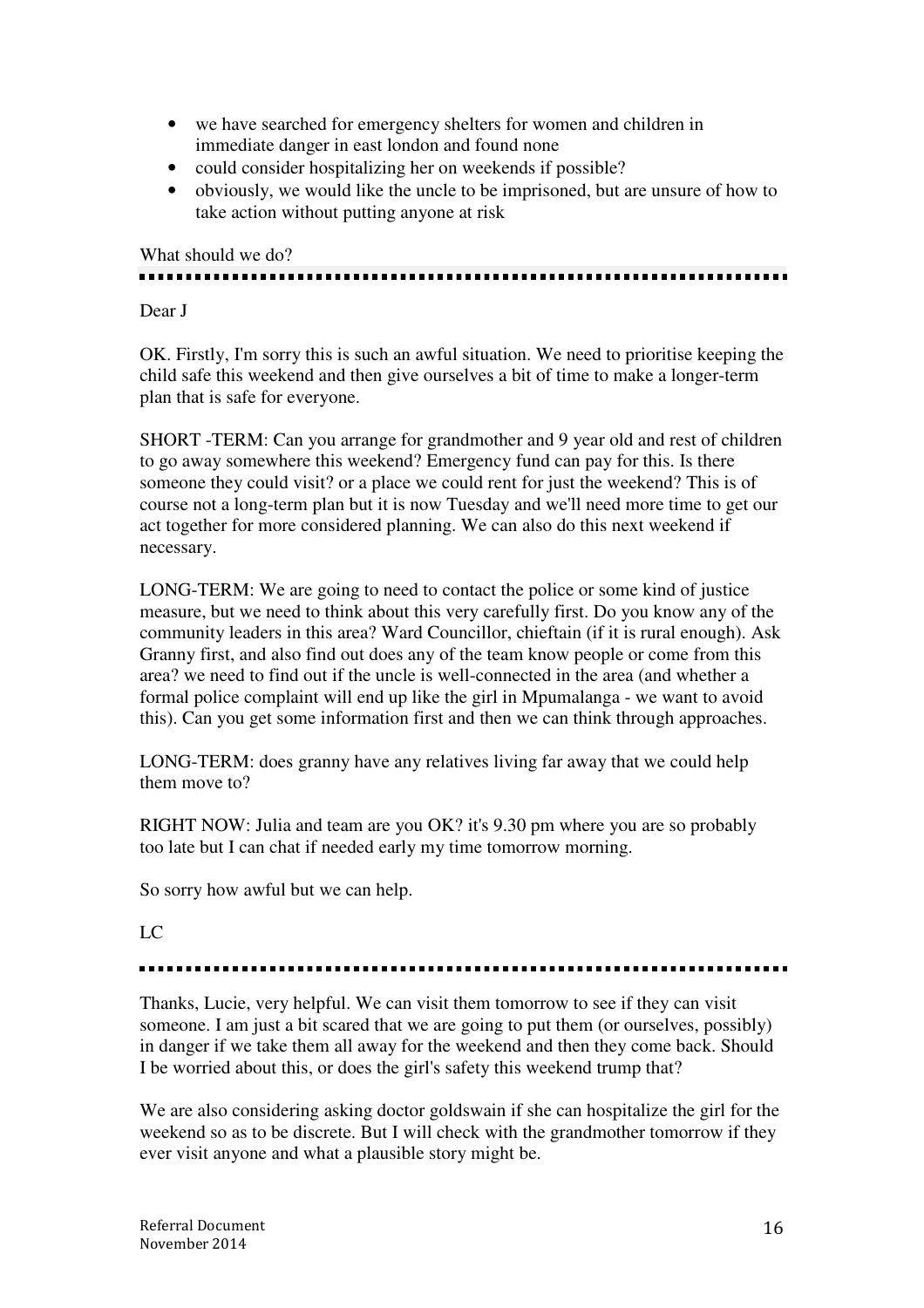- we have searched for emergency shelters for women and children in immediate danger in east london and found none
- could consider hospitalizing her on weekends if possible?
- obviously, we would like the uncle to be imprisoned, but are unsure of how to take action without putting anyone at risk

What should we do?

---

Dear J

OK. Firstly, I'm sorry this is such an awful situation. We need to prioritise keeping the child safe this weekend and then give ourselves a bit of time to make a longer-term plan that is safe for everyone.

SHORT -TERM: Can you arrange for grandmother and 9 year old and rest of children to go away somewhere this weekend? Emergency fund can pay for this. Is there someone they could visit? or a place we could rent for just the weekend? This is of course not a long-term plan but it is now Tuesday and we'll need more time to get our act together for more considered planning. We can also do this next weekend if necessary.

LONG-TERM: We are going to need to contact the police or some kind of justice measure, but we need to think about this very carefully first. Do you know any of the community leaders in this area? Ward Councillor, chieftain (if it is rural enough). Ask Granny first, and also find out does any of the team know people or come from this area? we need to find out if the uncle is well-connected in the area (and whether a formal police complaint will end up like the girl in Mpumalanga - we want to avoid this). Can you get some information first and then we can think through approaches.

LONG-TERM: does granny have any relatives living far away that we could help them move to?

RIGHT NOW: Julia and team are you OK? it's 9.30 pm where you are so probably too late but I can chat if needed early my time tomorrow morning.

So sorry how awful but we can help.

LC

---

Thanks, Lucie, very helpful. We can visit them tomorrow to see if they can visit someone. I am just a bit scared that we are going to put them (or ourselves, possibly) in danger if we take them all away for the weekend and then they come back. Should I be worried about this, or does the girl's safety this weekend trump that?

We are also considering asking doctor goldswain if she can hospitalize the girl for the weekend so as to be discrete. But I will check with the grandmother tomorrow if they ever visit anyone and what a plausible story might be.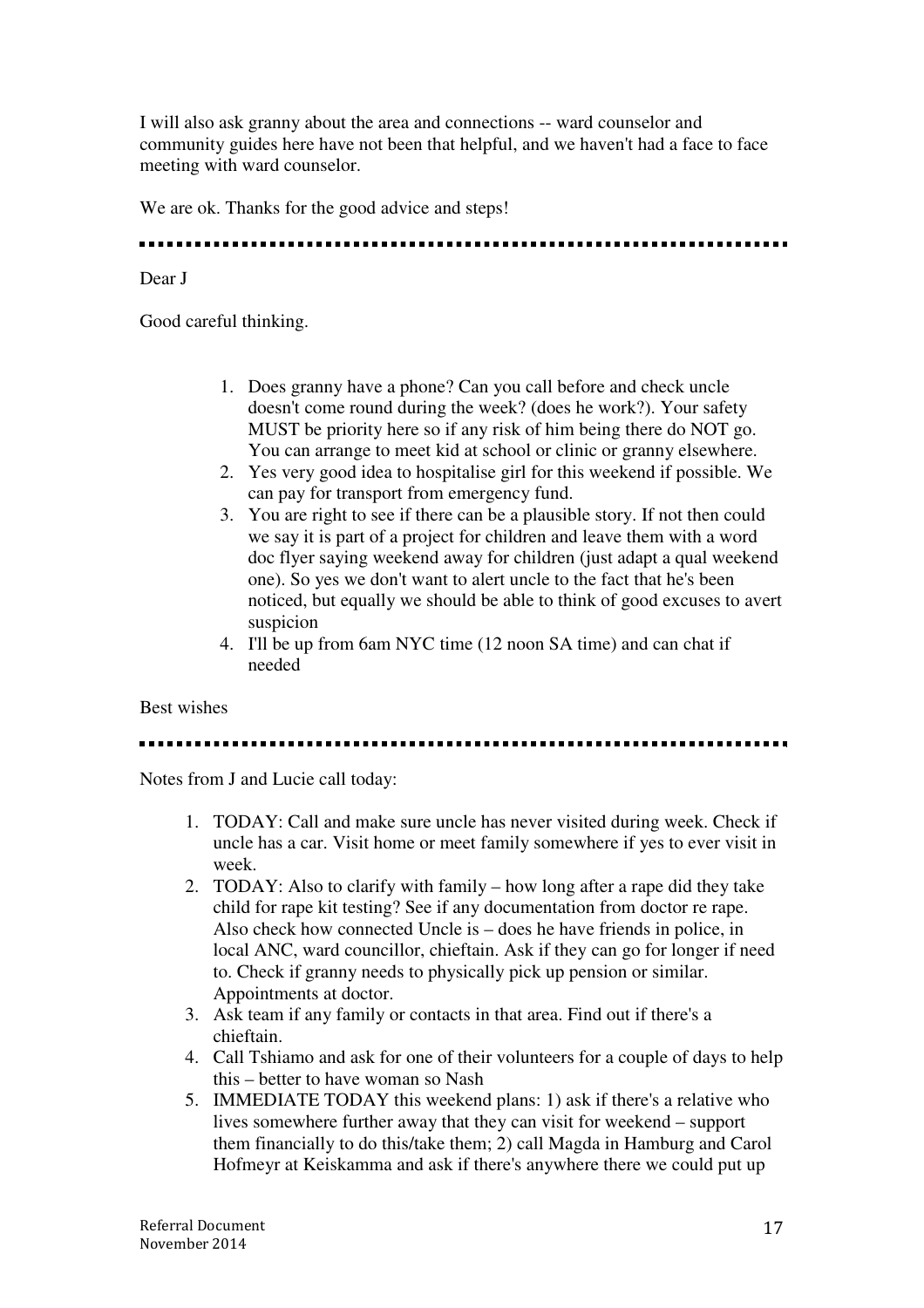I will also ask granny about the area and connections -- ward counselor and community guides here have not been that helpful, and we haven't had a face to face meeting with ward counselor.

We are ok. Thanks for the good advice and steps!

---

Dear J

Good careful thinking.

1. Does granny have a phone? Can you call before and check uncle doesn't come round during the week? (does he work?). Your safety MUST be priority here so if any risk of him being there do NOT go. You can arrange to meet kid at school or clinic or granny elsewhere.
2. Yes very good idea to hospitalise girl for this weekend if possible. We can pay for transport from emergency fund.
3. You are right to see if there can be a plausible story. If not then could we say it is part of a project for children and leave them with a word doc flyer saying weekend away for children (just adapt a qual weekend one). So yes we don't want to alert uncle to the fact that he's been noticed, but equally we should be able to think of good excuses to avert suspicion
4. I'll be up from 6am NYC time (12 noon SA time) and can chat if needed

Best wishes

---

Notes from J and Lucie call today:

1. TODAY: Call and make sure uncle has never visited during week. Check if uncle has a car. Visit home or meet family somewhere if yes to ever visit in week.
2. TODAY: Also to clarify with family – how long after a rape did they take child for rape kit testing? See if any documentation from doctor re rape. Also check how connected Uncle is – does he have friends in police, in local ANC, ward councillor, chieftain. Ask if they can go for longer if need to. Check if granny needs to physically pick up pension or similar. Appointments at doctor.
3. Ask team if any family or contacts in that area. Find out if there's a chieftain.
4. Call Tshiamo and ask for one of their volunteers for a couple of days to help this – better to have woman so Nash
5. IMMEDIATE TODAY this weekend plans: 1) ask if there's a relative who lives somewhere further away that they can visit for weekend – support them financially to do this/take them; 2) call Magda in Hamburg and Carol Hofmeyr at Keiskamma and ask if there's anywhere there we could put up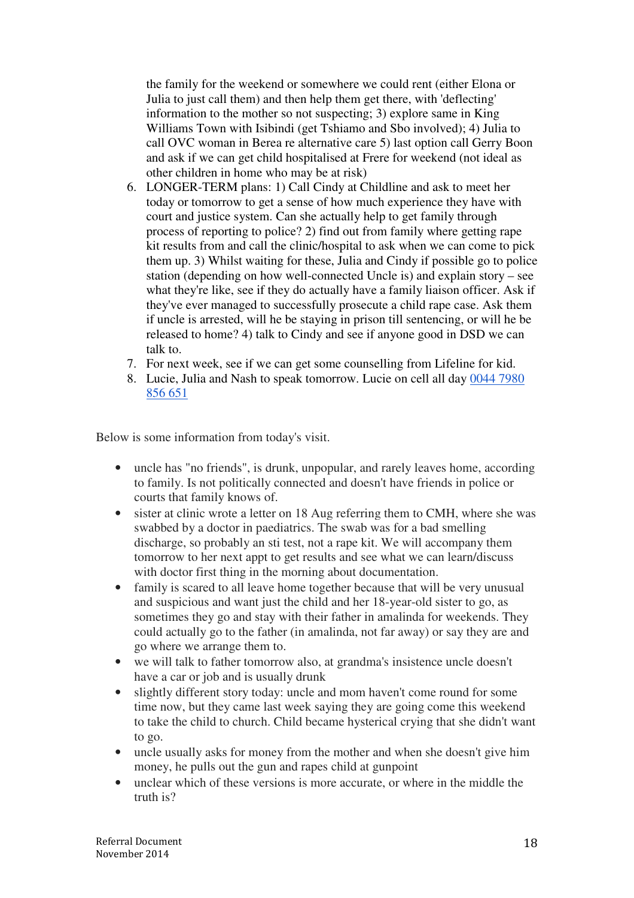the family for the weekend or somewhere we could rent (either Elona or Julia to just call them) and then help them get there, with 'deflecting' information to the mother so not suspecting; 3) explore same in King Williams Town with Isibindi (get Tshiamo and Sbo involved); 4) Julia to call OVC woman in Berea re alternative care 5) last option call Gerry Boon and ask if we can get child hospitalised at Frere for weekend (not ideal as other children in home who may be at risk)

6. LONGER-TERM plans: 1) Call Cindy at Childline and ask to meet her today or tomorrow to get a sense of how much experience they have with court and justice system. Can she actually help to get family through process of reporting to police? 2) find out from family where getting rape kit results from and call the clinic/hospital to ask when we can come to pick them up. 3) Whilst waiting for these, Julia and Cindy if possible go to police station (depending on how well-connected Uncle is) and explain story – see what they're like, see if they do actually have a family liaison officer. Ask if they've ever managed to successfully prosecute a child rape case. Ask them if uncle is arrested, will he be staying in prison till sentencing, or will he be released to home? 4) talk to Cindy and see if anyone good in DSD we can talk to.
7. For next week, see if we can get some counselling from Lifeline for kid.
8. Lucie, Julia and Nash to speak tomorrow. Lucie on cell all day 0044 7980 856 651

Below is some information from today's visit.

- uncle has "no friends", is drunk, unpopular, and rarely leaves home, according to family. Is not politically connected and doesn't have friends in police or courts that family knows of.
- sister at clinic wrote a letter on 18 Aug referring them to CMH, where she was swabbed by a doctor in paediatrics. The swab was for a bad smelling discharge, so probably an sti test, not a rape kit. We will accompany them tomorrow to her next appt to get results and see what we can learn/discuss with doctor first thing in the morning about documentation.
- family is scared to all leave home together because that will be very unusual and suspicious and want just the child and her 18-year-old sister to go, as sometimes they go and stay with their father in amalinda for weekends. They could actually go to the father (in amalinda, not far away) or say they are and go where we arrange them to.
- we will talk to father tomorrow also, at grandma's insistence uncle doesn't have a car or job and is usually drunk
- slightly different story today: uncle and mom haven't come round for some time now, but they came last week saying they are going come this weekend to take the child to church. Child became hysterical crying that she didn't want to go.
- uncle usually asks for money from the mother and when she doesn't give him money, he pulls out the gun and rapes child at gunpoint
- unclear which of these versions is more accurate, or where in the middle the truth is?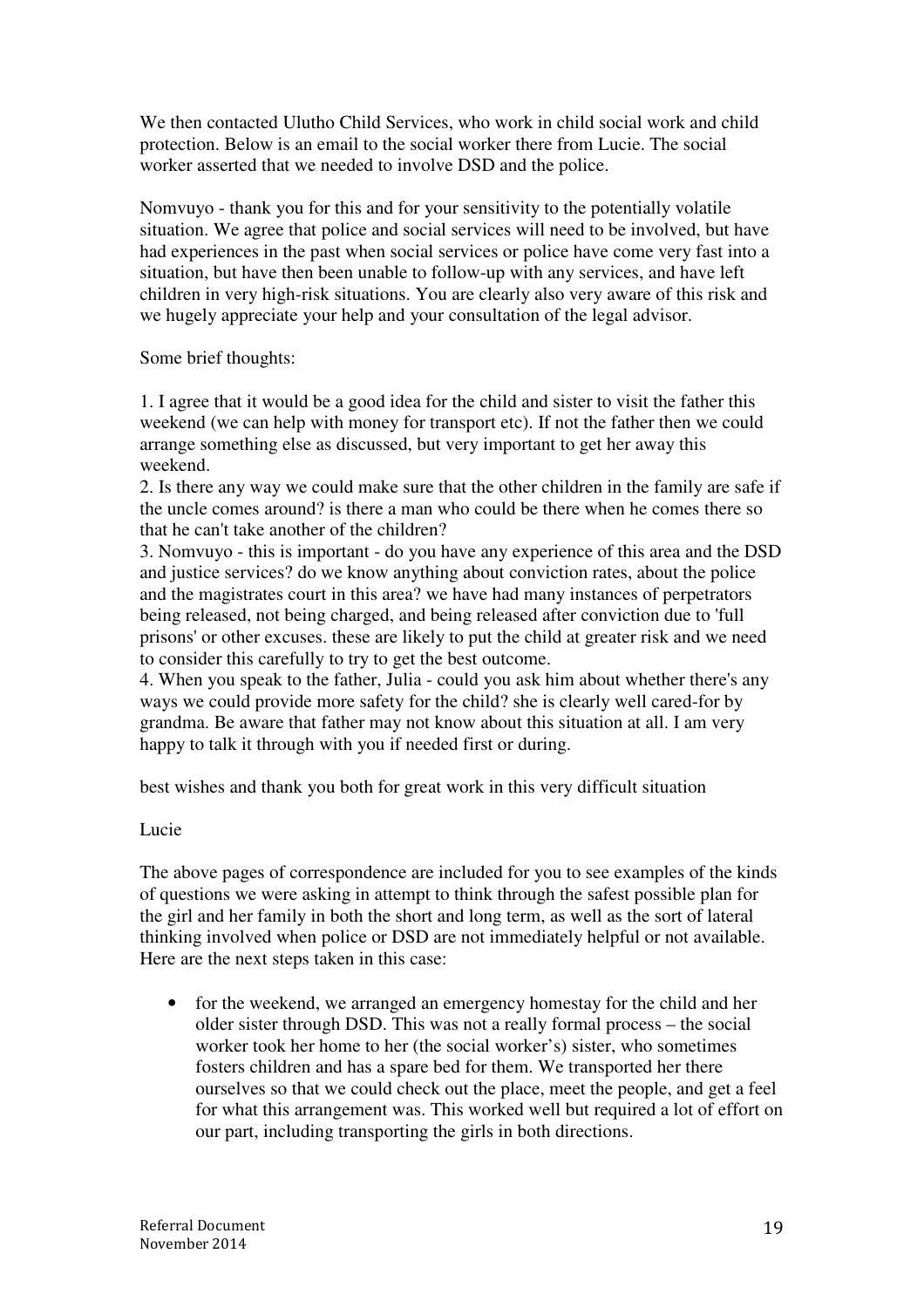We then contacted Ulutho Child Services, who work in child social work and child protection. Below is an email to the social worker there from Lucie. The social worker asserted that we needed to involve DSD and the police.

Nomvuyo - thank you for this and for your sensitivity to the potentially volatile situation. We agree that police and social services will need to be involved, but have had experiences in the past when social services or police have come very fast into a situation, but have then been unable to follow-up with any services, and have left children in very high-risk situations. You are clearly also very aware of this risk and we hugely appreciate your help and your consultation of the legal advisor.

Some brief thoughts:

1. I agree that it would be a good idea for the child and sister to visit the father this weekend (we can help with money for transport etc). If not the father then we could arrange something else as discussed, but very important to get her away this weekend.
2. Is there any way we could make sure that the other children in the family are safe if the uncle comes around? is there a man who could be there when he comes there so that he can't take another of the children?
3. Nomvuyo - this is important - do you have any experience of this area and the DSD and justice services? do we know anything about conviction rates, about the police and the magistrates court in this area? we have had many instances of perpetrators being released, not being charged, and being released after conviction due to 'full prisons' or other excuses. these are likely to put the child at greater risk and we need to consider this carefully to try to get the best outcome.
4. When you speak to the father, Julia - could you ask him about whether there's any ways we could provide more safety for the child? she is clearly well cared-for by grandma. Be aware that father may not know about this situation at all. I am very happy to talk it through with you if needed first or during.

best wishes and thank you both for great work in this very difficult situation

Lucie

The above pages of correspondence are included for you to see examples of the kinds of questions we were asking in attempt to think through the safest possible plan for the girl and her family in both the short and long term, as well as the sort of lateral thinking involved when police or DSD are not immediately helpful or not available. Here are the next steps taken in this case:

- for the weekend, we arranged an emergency homestay for the child and her older sister through DSD. This was not a really formal process – the social worker took her home to her (the social worker's) sister, who sometimes fosters children and has a spare bed for them. We transported her there ourselves so that we could check out the place, meet the people, and get a feel for what this arrangement was. This worked well but required a lot of effort on our part, including transporting the girls in both directions.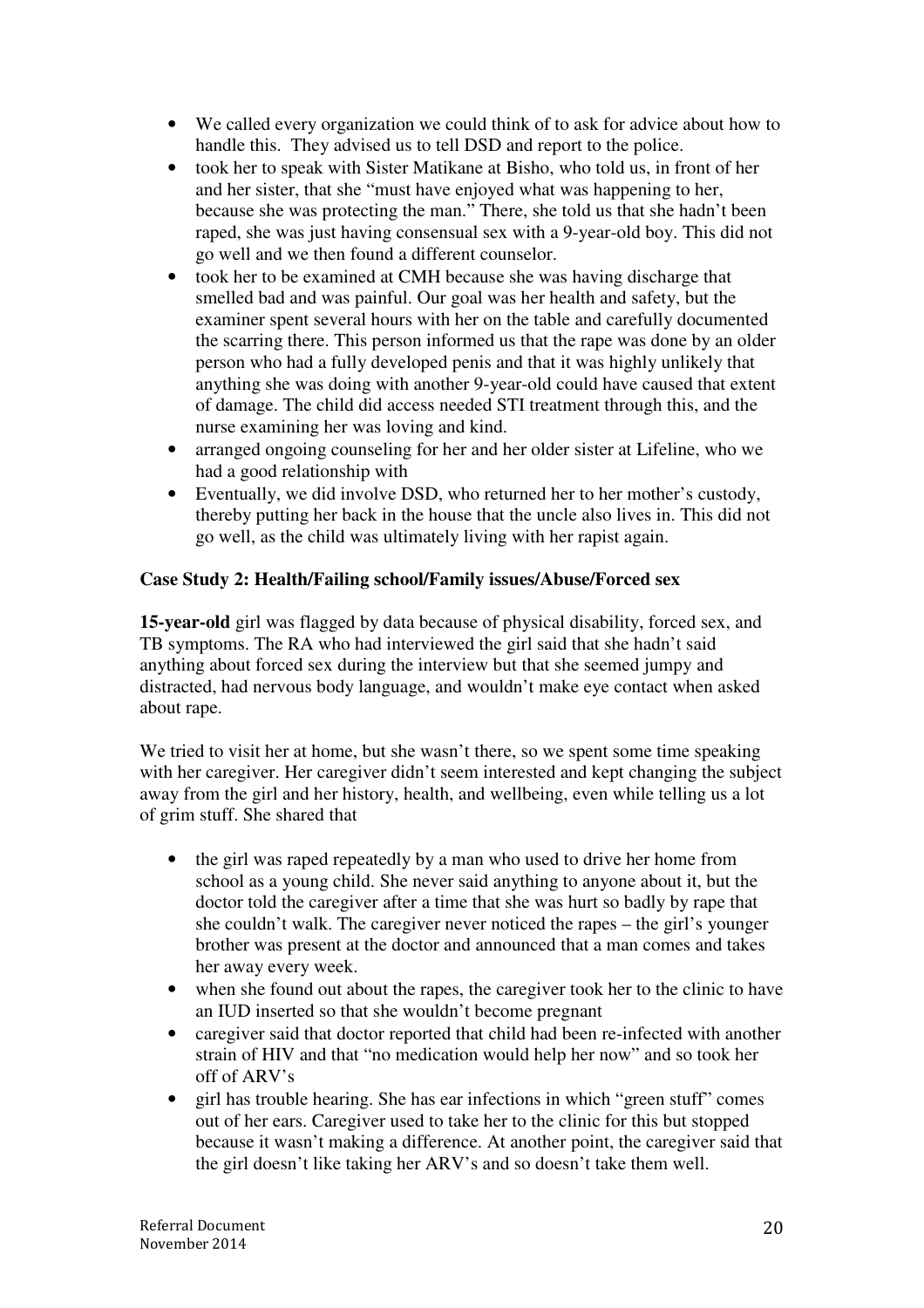- We called every organization we could think of to ask for advice about how to handle this. They advised us to tell DSD and report to the police.
- took her to speak with Sister Matikane at Bisho, who told us, in front of her and her sister, that she "must have enjoyed what was happening to her, because she was protecting the man." There, she told us that she hadn't been raped, she was just having consensual sex with a 9-year-old boy. This did not go well and we then found a different counselor.
- took her to be examined at CMH because she was having discharge that smelled bad and was painful. Our goal was her health and safety, but the examiner spent several hours with her on the table and carefully documented the scarring there. This person informed us that the rape was done by an older person who had a fully developed penis and that it was highly unlikely that anything she was doing with another 9-year-old could have caused that extent of damage. The child did access needed STI treatment through this, and the nurse examining her was loving and kind.
- arranged ongoing counseling for her and her older sister at Lifeline, who we had a good relationship with
- Eventually, we did involve DSD, who returned her to her mother's custody, thereby putting her back in the house that the uncle also lives in. This did not go well, as the child was ultimately living with her rapist again.

**Case Study 2: Health/Failing school/Family issues/Abuse/Forced sex**

**15-year-old** girl was flagged by data because of physical disability, forced sex, and TB symptoms. The RA who had interviewed the girl said that she hadn't said anything about forced sex during the interview but that she seemed jumpy and distracted, had nervous body language, and wouldn't make eye contact when asked about rape.

We tried to visit her at home, but she wasn't there, so we spent some time speaking with her caregiver. Her caregiver didn't seem interested and kept changing the subject away from the girl and her history, health, and wellbeing, even while telling us a lot of grim stuff. She shared that

- the girl was raped repeatedly by a man who used to drive her home from school as a young child. She never said anything to anyone about it, but the doctor told the caregiver after a time that she was hurt so badly by rape that she couldn't walk. The caregiver never noticed the rapes – the girl's younger brother was present at the doctor and announced that a man comes and takes her away every week.
- when she found out about the rapes, the caregiver took her to the clinic to have an IUD inserted so that she wouldn't become pregnant
- caregiver said that doctor reported that child had been re-infected with another strain of HIV and that "no medication would help her now" and so took her off of ARV's
- girl has trouble hearing. She has ear infections in which "green stuff" comes out of her ears. Caregiver used to take her to the clinic for this but stopped because it wasn't making a difference. At another point, the caregiver said that the girl doesn't like taking her ARV's and so doesn't take them well.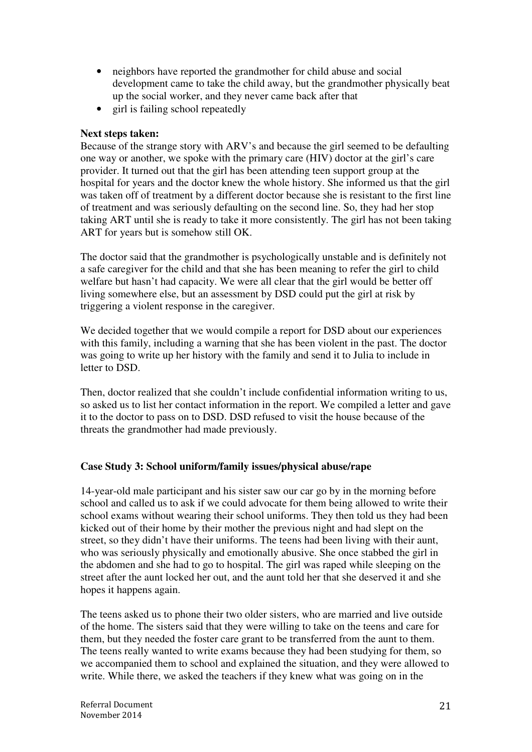- neighbors have reported the grandmother for child abuse and social development came to take the child away, but the grandmother physically beat up the social worker, and they never came back after that
- girl is failing school repeatedly

**Next steps taken:**
Because of the strange story with ARV's and because the girl seemed to be defaulting one way or another, we spoke with the primary care (HIV) doctor at the girl's care provider. It turned out that the girl has been attending teen support group at the hospital for years and the doctor knew the whole history. She informed us that the girl was taken off of treatment by a different doctor because she is resistant to the first line of treatment and was seriously defaulting on the second line. So, they had her stop taking ART until she is ready to take it more consistently. The girl has not been taking ART for years but is somehow still OK.

The doctor said that the grandmother is psychologically unstable and is definitely not a safe caregiver for the child and that she has been meaning to refer the girl to child welfare but hasn't had capacity. We were all clear that the girl would be better off living somewhere else, but an assessment by DSD could put the girl at risk by triggering a violent response in the caregiver.

We decided together that we would compile a report for DSD about our experiences with this family, including a warning that she has been violent in the past. The doctor was going to write up her history with the family and send it to Julia to include in letter to DSD.

Then, doctor realized that she couldn't include confidential information writing to us, so asked us to list her contact information in the report. We compiled a letter and gave it to the doctor to pass on to DSD. DSD refused to visit the house because of the threats the grandmother had made previously.

**Case Study 3: School uniform/family issues/physical abuse/rape**

14-year-old male participant and his sister saw our car go by in the morning before school and called us to ask if we could advocate for them being allowed to write their school exams without wearing their school uniforms. They then told us they had been kicked out of their home by their mother the previous night and had slept on the street, so they didn't have their uniforms. The teens had been living with their aunt, who was seriously physically and emotionally abusive. She once stabbed the girl in the abdomen and she had to go to hospital. The girl was raped while sleeping on the street after the aunt locked her out, and the aunt told her that she deserved it and she hopes it happens again.

The teens asked us to phone their two older sisters, who are married and live outside of the home. The sisters said that they were willing to take on the teens and care for them, but they needed the foster care grant to be transferred from the aunt to them. The teens really wanted to write exams because they had been studying for them, so we accompanied them to school and explained the situation, and they were allowed to write. While there, we asked the teachers if they knew what was going on in the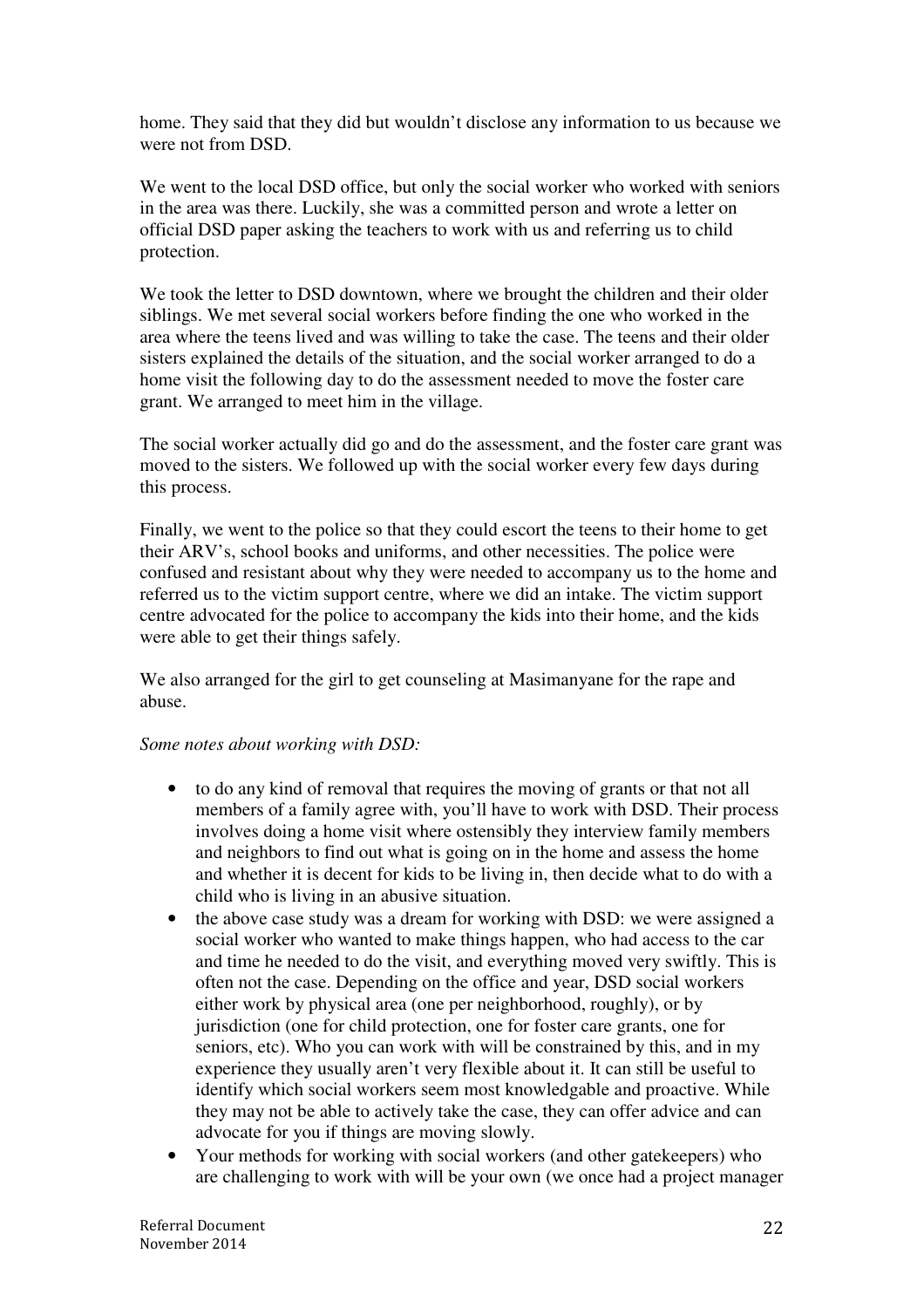home. They said that they did but wouldn't disclose any information to us because we were not from DSD.

We went to the local DSD office, but only the social worker who worked with seniors in the area was there. Luckily, she was a committed person and wrote a letter on official DSD paper asking the teachers to work with us and referring us to child protection.

We took the letter to DSD downtown, where we brought the children and their older siblings. We met several social workers before finding the one who worked in the area where the teens lived and was willing to take the case. The teens and their older sisters explained the details of the situation, and the social worker arranged to do a home visit the following day to do the assessment needed to move the foster care grant. We arranged to meet him in the village.

The social worker actually did go and do the assessment, and the foster care grant was moved to the sisters. We followed up with the social worker every few days during this process.

Finally, we went to the police so that they could escort the teens to their home to get their ARV's, school books and uniforms, and other necessities. The police were confused and resistant about why they were needed to accompany us to the home and referred us to the victim support centre, where we did an intake. The victim support centre advocated for the police to accompany the kids into their home, and the kids were able to get their things safely.

We also arranged for the girl to get counseling at Masimanyane for the rape and abuse.

*Some notes about working with DSD:*

- to do any kind of removal that requires the moving of grants or that not all members of a family agree with, you'll have to work with DSD. Their process involves doing a home visit where ostensibly they interview family members and neighbors to find out what is going on in the home and assess the home and whether it is decent for kids to be living in, then decide what to do with a child who is living in an abusive situation.
- the above case study was a dream for working with DSD: we were assigned a social worker who wanted to make things happen, who had access to the car and time he needed to do the visit, and everything moved very swiftly. This is often not the case. Depending on the office and year, DSD social workers either work by physical area (one per neighborhood, roughly), or by jurisdiction (one for child protection, one for foster care grants, one for seniors, etc). Who you can work with will be constrained by this, and in my experience they usually aren't very flexible about it. It can still be useful to identify which social workers seem most knowledgable and proactive. While they may not be able to actively take the case, they can offer advice and can advocate for you if things are moving slowly.
- Your methods for working with social workers (and other gatekeepers) who are challenging to work with will be your own (we once had a project manager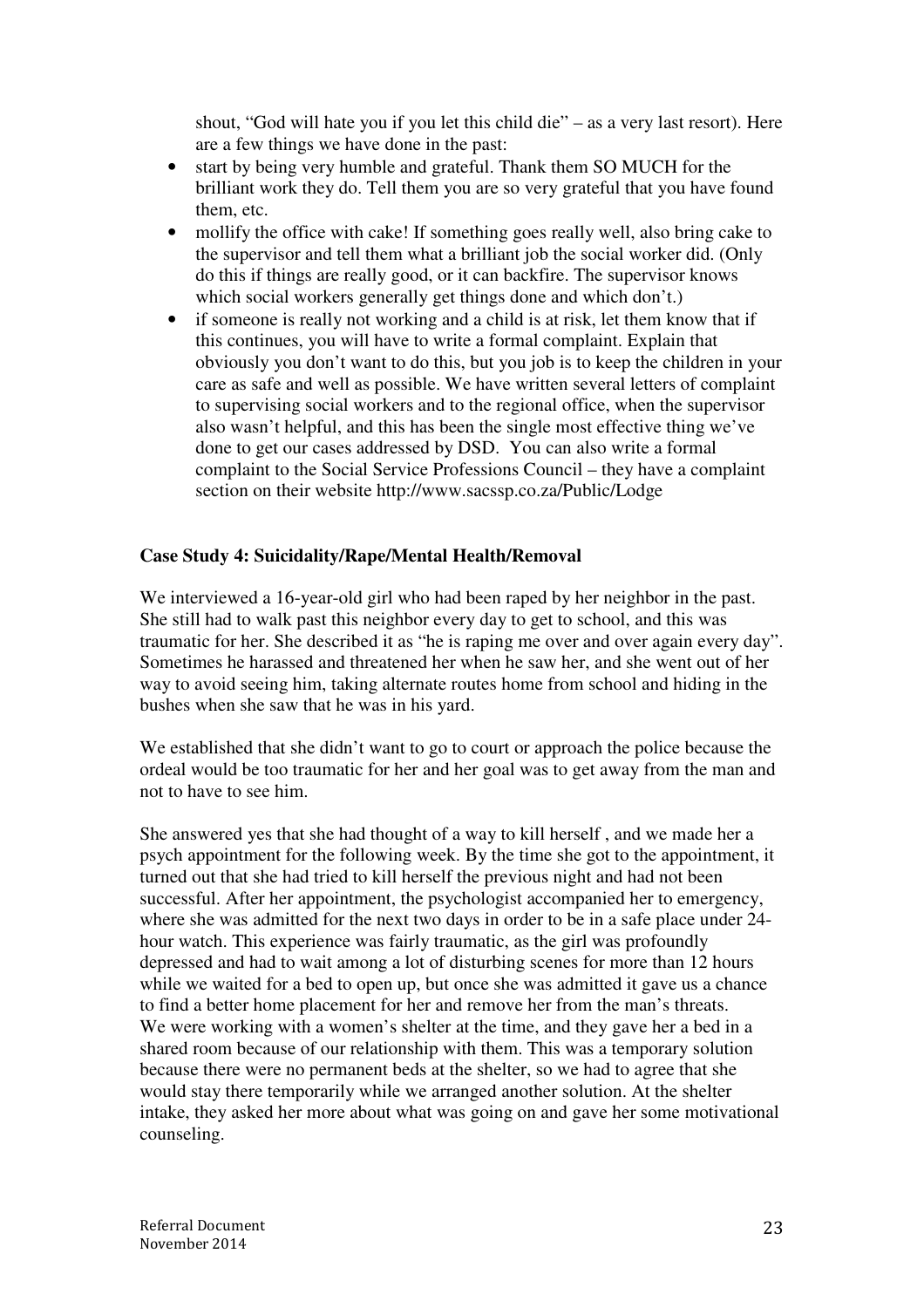shout, "God will hate you if you let this child die" – as a very last resort). Here are a few things we have done in the past:

- start by being very humble and grateful. Thank them SO MUCH for the brilliant work they do. Tell them you are so very grateful that you have found them, etc.
- mollify the office with cake! If something goes really well, also bring cake to the supervisor and tell them what a brilliant job the social worker did. (Only do this if things are really good, or it can backfire. The supervisor knows which social workers generally get things done and which don't.)
- if someone is really not working and a child is at risk, let them know that if this continues, you will have to write a formal complaint. Explain that obviously you don't want to do this, but you job is to keep the children in your care as safe and well as possible. We have written several letters of complaint to supervising social workers and to the regional office, when the supervisor also wasn't helpful, and this has been the single most effective thing we've done to get our cases addressed by DSD. You can also write a formal complaint to the Social Service Professions Council – they have a complaint section on their website http://www.sacssp.co.za/Public/Lodge

**Case Study 4: Suicidality/Rape/Mental Health/Removal**

We interviewed a 16-year-old girl who had been raped by her neighbor in the past. She still had to walk past this neighbor every day to get to school, and this was traumatic for her. She described it as "he is raping me over and over again every day". Sometimes he harassed and threatened her when he saw her, and she went out of her way to avoid seeing him, taking alternate routes home from school and hiding in the bushes when she saw that he was in his yard.

We established that she didn't want to go to court or approach the police because the ordeal would be too traumatic for her and her goal was to get away from the man and not to have to see him.

She answered yes that she had thought of a way to kill herself , and we made her a psych appointment for the following week. By the time she got to the appointment, it turned out that she had tried to kill herself the previous night and had not been successful. After her appointment, the psychologist accompanied her to emergency, where she was admitted for the next two days in order to be in a safe place under 24-hour watch. This experience was fairly traumatic, as the girl was profoundly depressed and had to wait among a lot of disturbing scenes for more than 12 hours while we waited for a bed to open up, but once she was admitted it gave us a chance to find a better home placement for her and remove her from the man's threats. We were working with a women's shelter at the time, and they gave her a bed in a shared room because of our relationship with them. This was a temporary solution because there were no permanent beds at the shelter, so we had to agree that she would stay there temporarily while we arranged another solution. At the shelter intake, they asked her more about what was going on and gave her some motivational counseling.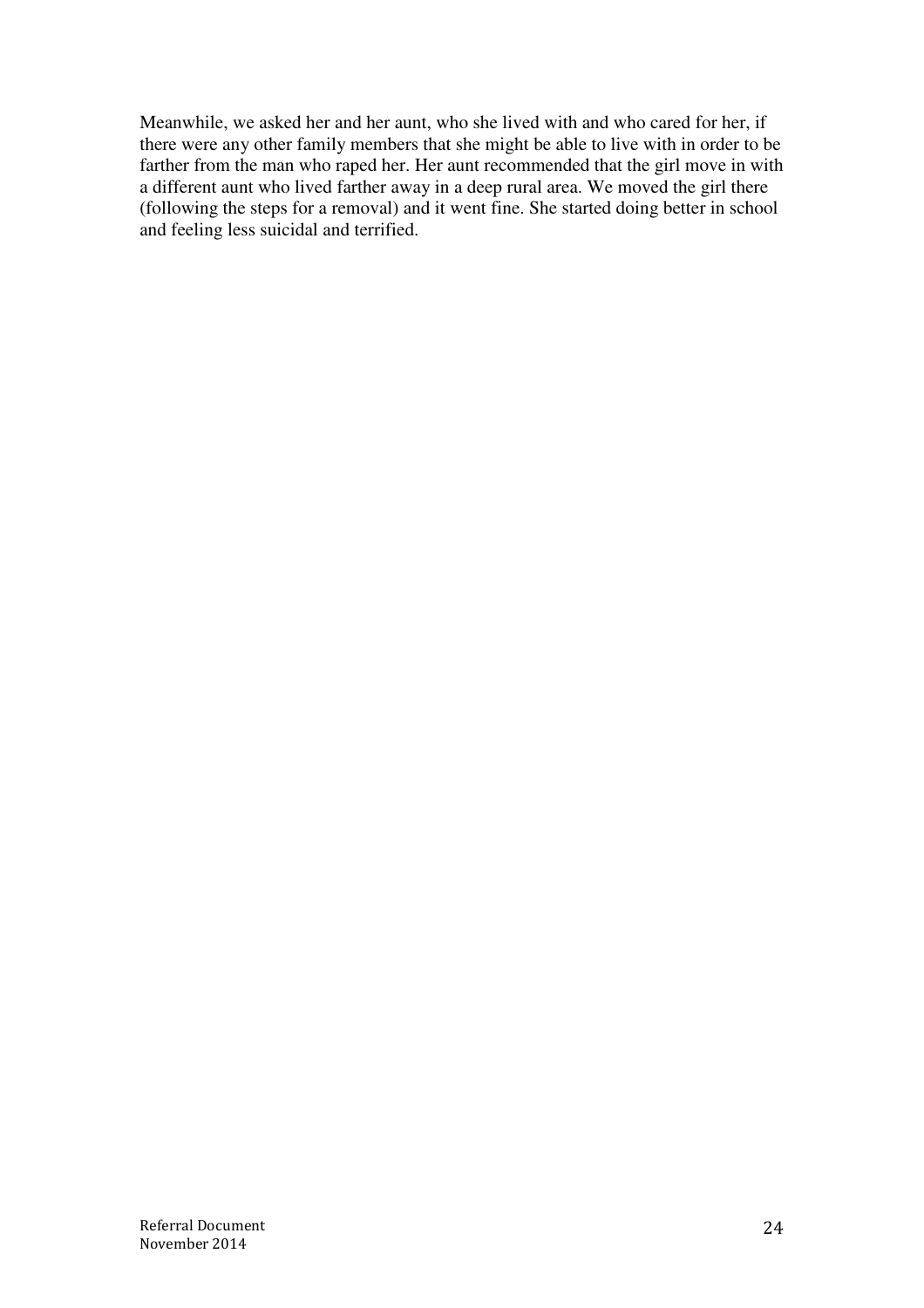Meanwhile, we asked her and her aunt, who she lived with and who cared for her, if there were any other family members that she might be able to live with in order to be farther from the man who raped her. Her aunt recommended that the girl move in with a different aunt who lived farther away in a deep rural area. We moved the girl there (following the steps for a removal) and it went fine. She started doing better in school and feeling less suicidal and terrified.